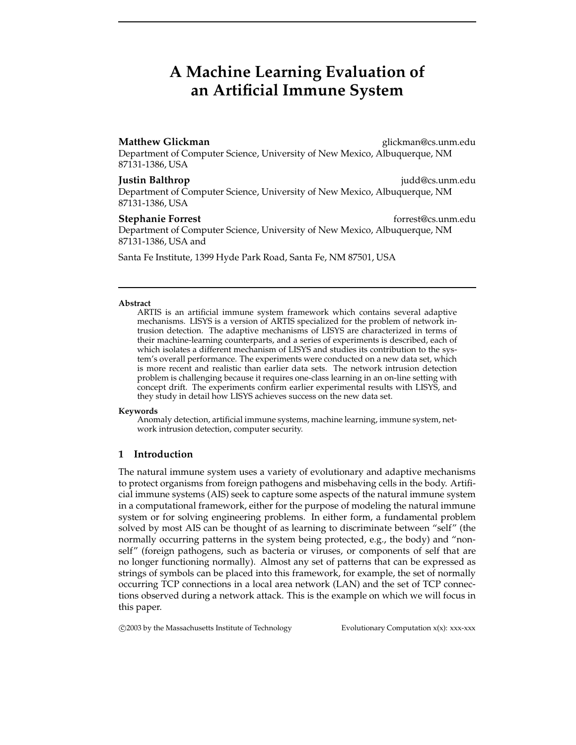# A Machine Learning Evaluation of an Artificial Immune System

**Matthew Glickman** glickman@cs.unm.edu
Department of Computer Science, University of New Mexico, Albuquerque, NM 87131-1386, USA

**Justin Balthrop** judd@cs.unm.edu
Department of Computer Science, University of New Mexico, Albuquerque, NM 87131-1386, USA

**Stephanie Forrest** forrest@cs.unm.edu
Department of Computer Science, University of New Mexico, Albuquerque, NM 87131-1386, USA and

Santa Fe Institute, 1399 Hyde Park Road, Santa Fe, NM 87501, USA

**Abstract**

ARTIS is an artificial immune system framework which contains several adaptive mechanisms. LISYS is a version of ARTIS specialized for the problem of network intrusion detection. The adaptive mechanisms of LISYS are characterized in terms of their machine-learning counterparts, and a series of experiments is described, each of which isolates a different mechanism of LISYS and studies its contribution to the system's overall performance. The experiments were conducted on a new data set, which is more recent and realistic than earlier data sets. The network intrusion detection problem is challenging because it requires one-class learning in an on-line setting with concept drift. The experiments confirm earlier experimental results with LISYS, and they study in detail how LISYS achieves success on the new data set.

**Keywords**

Anomaly detection, artificial immune systems, machine learning, immune system, network intrusion detection, computer security.

## 1 Introduction

The natural immune system uses a variety of evolutionary and adaptive mechanisms to protect organisms from foreign pathogens and misbehaving cells in the body. Artificial immune systems (AIS) seek to capture some aspects of the natural immune system in a computational framework, either for the purpose of modeling the natural immune system or for solving engineering problems. In either form, a fundamental problem solved by most AIS can be thought of as learning to discriminate between "self" (the normally occurring patterns in the system being protected, e.g., the body) and "non-self" (foreign pathogens, such as bacteria or viruses, or components of self that are no longer functioning normally). Almost any set of patterns that can be expressed as strings of symbols can be placed into this framework, for example, the set of normally occurring TCP connections in a local area network (LAN) and the set of TCP connections observed during a network attack. This is the example on which we will focus in this paper.

©2003 by the Massachusetts Institute of Technology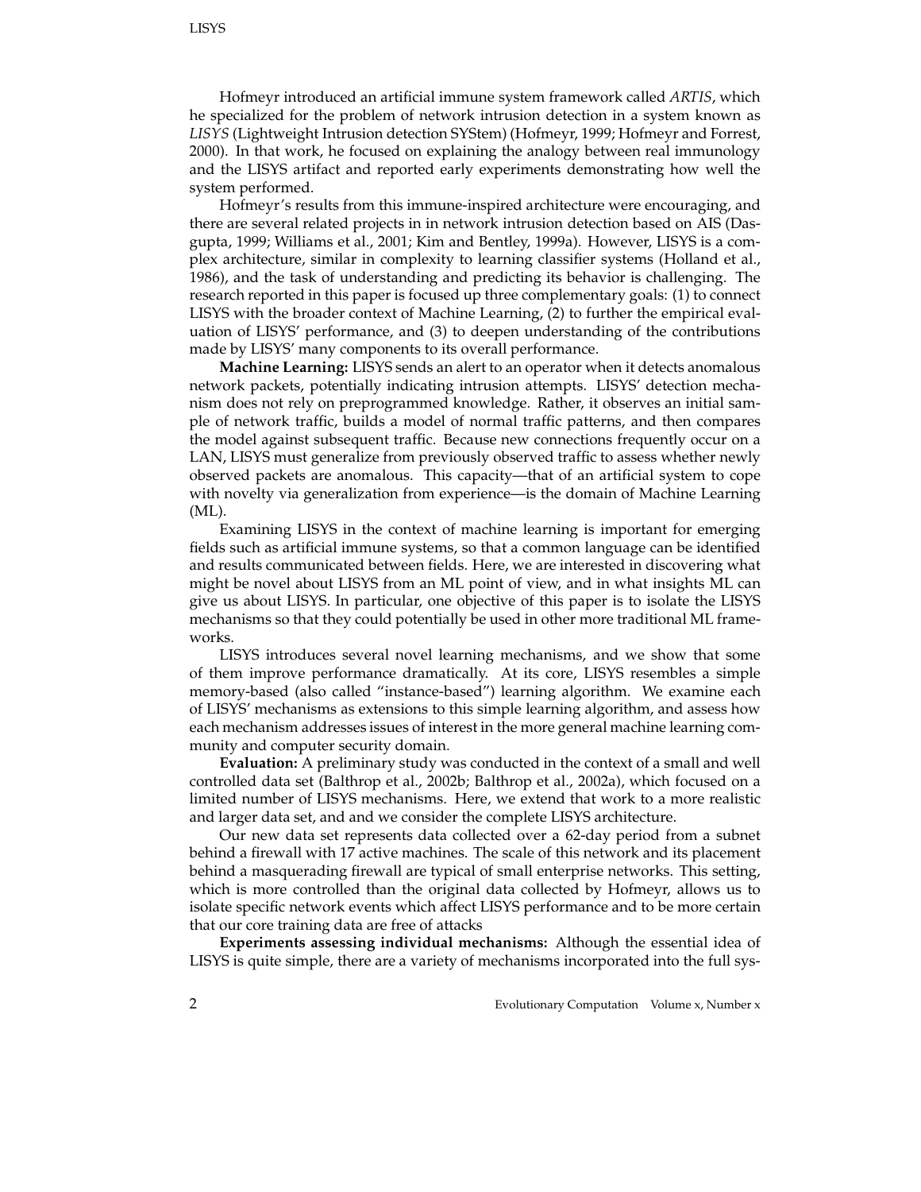Hofmeyr introduced an artificial immune system framework called *ARTIS*, which he specialized for the problem of network intrusion detection in a system known as *LISYS* (Lightweight Intrusion detection SYStem) (Hofmeyr, 1999; Hofmeyr and Forrest, 2000). In that work, he focused on explaining the analogy between real immunology and the LISYS artifact and reported early experiments demonstrating how well the system performed.

Hofmeyr's results from this immune-inspired architecture were encouraging, and there are several related projects in in network intrusion detection based on AIS (Dasgupta, 1999; Williams et al., 2001; Kim and Bentley, 1999a). However, LISYS is a complex architecture, similar in complexity to learning classifier systems (Holland et al., 1986), and the task of understanding and predicting its behavior is challenging. The research reported in this paper is focused up three complementary goals: (1) to connect LISYS with the broader context of Machine Learning, (2) to further the empirical evaluation of LISYS' performance, and (3) to deepen understanding of the contributions made by LISYS' many components to its overall performance.

**Machine Learning:** LISYS sends an alert to an operator when it detects anomalous network packets, potentially indicating intrusion attempts. LISYS' detection mechanism does not rely on preprogrammed knowledge. Rather, it observes an initial sample of network traffic, builds a model of normal traffic patterns, and then compares the model against subsequent traffic. Because new connections frequently occur on a LAN, LISYS must generalize from previously observed traffic to assess whether newly observed packets are anomalous. This capacity—that of an artificial system to cope with novelty via generalization from experience—is the domain of Machine Learning (ML).

Examining LISYS in the context of machine learning is important for emerging fields such as artificial immune systems, so that a common language can be identified and results communicated between fields. Here, we are interested in discovering what might be novel about LISYS from an ML point of view, and in what insights ML can give us about LISYS. In particular, one objective of this paper is to isolate the LISYS mechanisms so that they could potentially be used in other more traditional ML frameworks.

LISYS introduces several novel learning mechanisms, and we show that some of them improve performance dramatically. At its core, LISYS resembles a simple memory-based (also called "instance-based") learning algorithm. We examine each of LISYS' mechanisms as extensions to this simple learning algorithm, and assess how each mechanism addresses issues of interest in the more general machine learning community and computer security domain.

**Evaluation:** A preliminary study was conducted in the context of a small and well controlled data set (Balthrop et al., 2002b; Balthrop et al., 2002a), which focused on a limited number of LISYS mechanisms. Here, we extend that work to a more realistic and larger data set, and and we consider the complete LISYS architecture.

Our new data set represents data collected over a 62-day period from a subnet behind a firewall with 17 active machines. The scale of this network and its placement behind a masquerading firewall are typical of small enterprise networks. This setting, which is more controlled than the original data collected by Hofmeyr, allows us to isolate specific network events which affect LISYS performance and to be more certain that our core training data are free of attacks

**Experiments assessing individual mechanisms:** Although the essential idea of LISYS is quite simple, there are a variety of mechanisms incorporated into the full sys-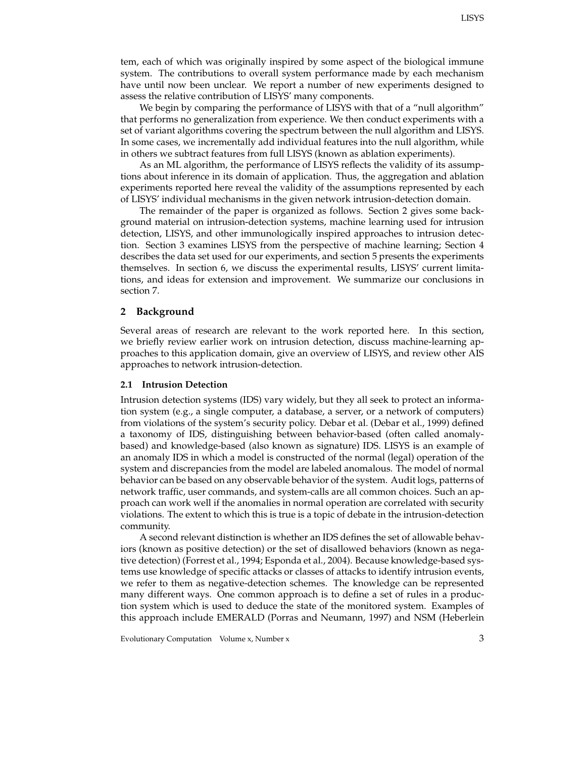tem, each of which was originally inspired by some aspect of the biological immune system. The contributions to overall system performance made by each mechanism have until now been unclear. We report a number of new experiments designed to assess the relative contribution of LISYS' many components.

We begin by comparing the performance of LISYS with that of a "null algorithm" that performs no generalization from experience. We then conduct experiments with a set of variant algorithms covering the spectrum between the null algorithm and LISYS. In some cases, we incrementally add individual features into the null algorithm, while in others we subtract features from full LISYS (known as ablation experiments).

As an ML algorithm, the performance of LISYS reflects the validity of its assumptions about inference in its domain of application. Thus, the aggregation and ablation experiments reported here reveal the validity of the assumptions represented by each of LISYS' individual mechanisms in the given network intrusion-detection domain.

The remainder of the paper is organized as follows. Section 2 gives some background material on intrusion-detection systems, machine learning used for intrusion detection, LISYS, and other immunologically inspired approaches to intrusion detection. Section 3 examines LISYS from the perspective of machine learning; Section 4 describes the data set used for our experiments, and section 5 presents the experiments themselves. In section 6, we discuss the experimental results, LISYS' current limitations, and ideas for extension and improvement. We summarize our conclusions in section 7.

## 2 Background

Several areas of research are relevant to the work reported here. In this section, we briefly review earlier work on intrusion detection, discuss machine-learning approaches to this application domain, give an overview of LISYS, and review other AIS approaches to network intrusion-detection.

### 2.1 Intrusion Detection

Intrusion detection systems (IDS) vary widely, but they all seek to protect an information system (e.g., a single computer, a database, a server, or a network of computers) from violations of the system's security policy. Debar et al. (Debar et al., 1999) defined a taxonomy of IDS, distinguishing between behavior-based (often called anomaly-based) and knowledge-based (also known as signature) IDS. LISYS is an example of an anomaly IDS in which a model is constructed of the normal (legal) operation of the system and discrepancies from the model are labeled anomalous. The model of normal behavior can be based on any observable behavior of the system. Audit logs, patterns of network traffic, user commands, and system-calls are all common choices. Such an approach can work well if the anomalies in normal operation are correlated with security violations. The extent to which this is true is a topic of debate in the intrusion-detection community.

A second relevant distinction is whether an IDS defines the set of allowable behaviors (known as positive detection) or the set of disallowed behaviors (known as negative detection) (Forrest et al., 1994; Esponda et al., 2004). Because knowledge-based systems use knowledge of specific attacks or classes of attacks to identify intrusion events, we refer to them as negative-detection schemes. The knowledge can be represented many different ways. One common approach is to define a set of rules in a production system which is used to deduce the state of the monitored system. Examples of this approach include EMERALD (Porras and Neumann, 1997) and NSM (Heberlein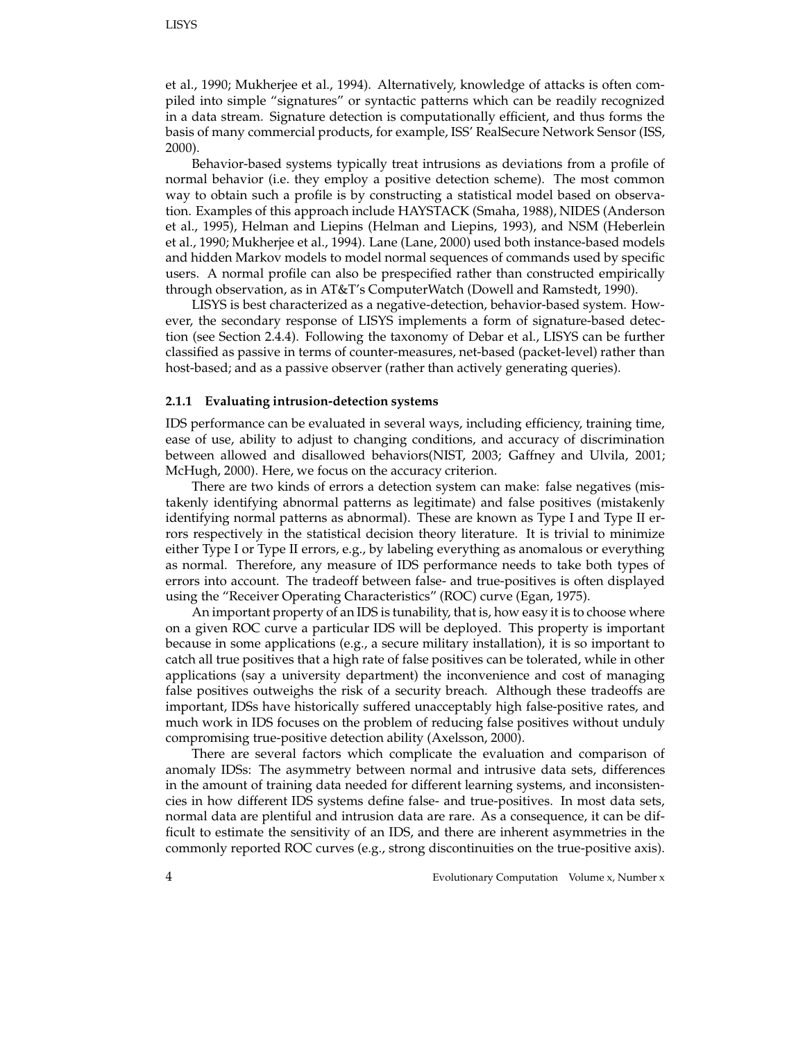et al., 1990; Mukherjee et al., 1994). Alternatively, knowledge of attacks is often compiled into simple "signatures" or syntactic patterns which can be readily recognized in a data stream. Signature detection is computationally efficient, and thus forms the basis of many commercial products, for example, ISS' RealSecure Network Sensor (ISS, 2000).

Behavior-based systems typically treat intrusions as deviations from a profile of normal behavior (i.e. they employ a positive detection scheme). The most common way to obtain such a profile is by constructing a statistical model based on observation. Examples of this approach include HAYSTACK (Smaha, 1988), NIDES (Anderson et al., 1995), Helman and Liepins (Helman and Liepins, 1993), and NSM (Heberlein et al., 1990; Mukherjee et al., 1994). Lane (Lane, 2000) used both instance-based models and hidden Markov models to model normal sequences of commands used by specific users. A normal profile can also be prespecified rather than constructed empirically through observation, as in AT&T's ComputerWatch (Dowell and Ramstedt, 1990).

LISYS is best characterized as a negative-detection, behavior-based system. However, the secondary response of LISYS implements a form of signature-based detection (see Section 2.4.4). Following the taxonomy of Debar et al., LISYS can be further classified as passive in terms of counter-measures, net-based (packet-level) rather than host-based; and as a passive observer (rather than actively generating queries).

### 2.1.1 Evaluating intrusion-detection systems

IDS performance can be evaluated in several ways, including efficiency, training time, ease of use, ability to adjust to changing conditions, and accuracy of discrimination between allowed and disallowed behaviors(NIST, 2003; Gaffney and Ulvila, 2001; McHugh, 2000). Here, we focus on the accuracy criterion.

There are two kinds of errors a detection system can make: false negatives (mistakenly identifying abnormal patterns as legitimate) and false positives (mistakenly identifying normal patterns as abnormal). These are known as Type I and Type II errors respectively in the statistical decision theory literature. It is trivial to minimize either Type I or Type II errors, e.g., by labeling everything as anomalous or everything as normal. Therefore, any measure of IDS performance needs to take both types of errors into account. The tradeoff between false- and true-positives is often displayed using the "Receiver Operating Characteristics" (ROC) curve (Egan, 1975).

An important property of an IDS is tunability, that is, how easy it is to choose where on a given ROC curve a particular IDS will be deployed. This property is important because in some applications (e.g., a secure military installation), it is so important to catch all true positives that a high rate of false positives can be tolerated, while in other applications (say a university department) the inconvenience and cost of managing false positives outweighs the risk of a security breach. Although these tradeoffs are important, IDSs have historically suffered unacceptably high false-positive rates, and much work in IDS focuses on the problem of reducing false positives without unduly compromising true-positive detection ability (Axelsson, 2000).

There are several factors which complicate the evaluation and comparison of anomaly IDSs: The asymmetry between normal and intrusive data sets, differences in the amount of training data needed for different learning systems, and inconsistencies in how different IDS systems define false- and true-positives. In most data sets, normal data are plentiful and intrusion data are rare. As a consequence, it can be difficult to estimate the sensitivity of an IDS, and there are inherent asymmetries in the commonly reported ROC curves (e.g., strong discontinuities on the true-positive axis).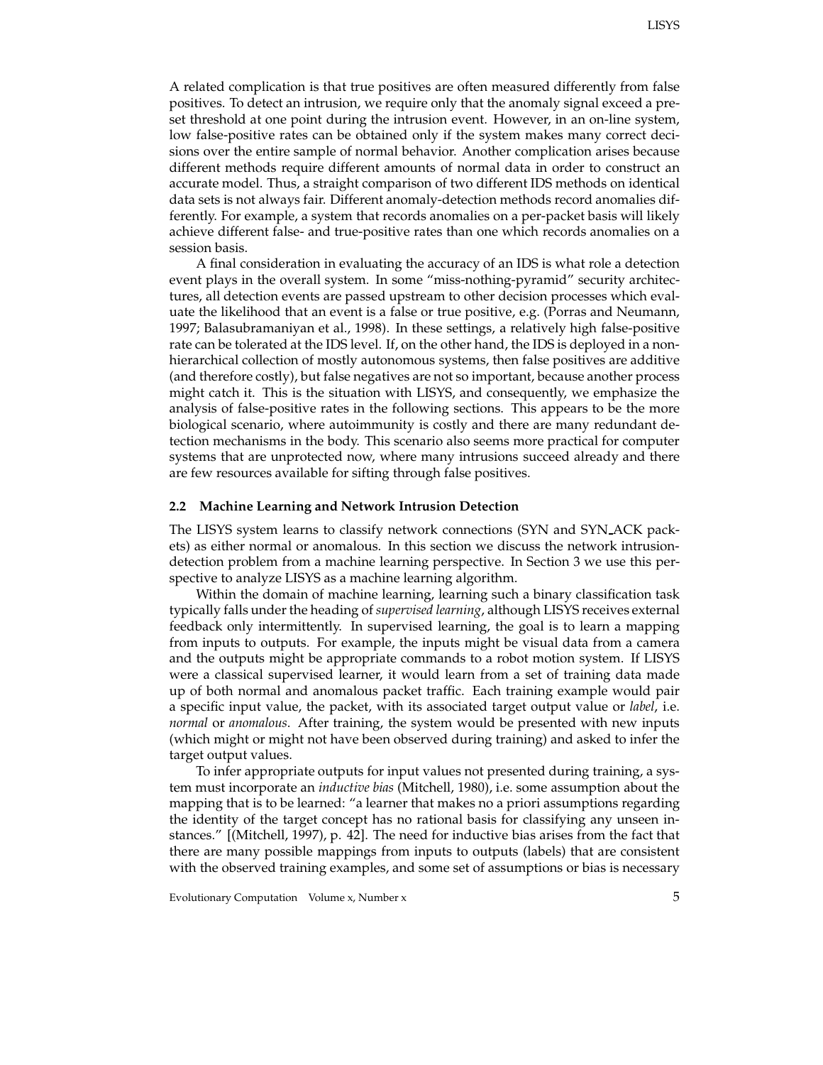A related complication is that true positives are often measured differently from false positives. To detect an intrusion, we require only that the anomaly signal exceed a preset threshold at one point during the intrusion event. However, in an on-line system, low false-positive rates can be obtained only if the system makes many correct decisions over the entire sample of normal behavior. Another complication arises because different methods require different amounts of normal data in order to construct an accurate model. Thus, a straight comparison of two different IDS methods on identical data sets is not always fair. Different anomaly-detection methods record anomalies differently. For example, a system that records anomalies on a per-packet basis will likely achieve different false- and true-positive rates than one which records anomalies on a session basis.

A final consideration in evaluating the accuracy of an IDS is what role a detection event plays in the overall system. In some "miss-nothing-pyramid" security architectures, all detection events are passed upstream to other decision processes which evaluate the likelihood that an event is a false or true positive, e.g. (Porras and Neumann, 1997; Balasubramaniyan et al., 1998). In these settings, a relatively high false-positive rate can be tolerated at the IDS level. If, on the other hand, the IDS is deployed in a nonhierarchical collection of mostly autonomous systems, then false positives are additive (and therefore costly), but false negatives are not so important, because another process might catch it. This is the situation with LISYS, and consequently, we emphasize the analysis of false-positive rates in the following sections. This appears to be the more biological scenario, where autoimmunity is costly and there are many redundant detection mechanisms in the body. This scenario also seems more practical for computer systems that are unprotected now, where many intrusions succeed already and there are few resources available for sifting through false positives.

### 2.2 Machine Learning and Network Intrusion Detection

The LISYS system learns to classify network connections (SYN and SYN_ACK packets) as either normal or anomalous. In this section we discuss the network intrusion-detection problem from a machine learning perspective. In Section 3 we use this perspective to analyze LISYS as a machine learning algorithm.

Within the domain of machine learning, learning such a binary classification task typically falls under the heading of *supervised learning*, although LISYS receives external feedback only intermittently. In supervised learning, the goal is to learn a mapping from inputs to outputs. For example, the inputs might be visual data from a camera and the outputs might be appropriate commands to a robot motion system. If LISYS were a classical supervised learner, it would learn from a set of training data made up of both normal and anomalous packet traffic. Each training example would pair a specific input value, the packet, with its associated target output value or *label*, i.e. *normal* or *anomalous*. After training, the system would be presented with new inputs (which might or might not have been observed during training) and asked to infer the target output values.

To infer appropriate outputs for input values not presented during training, a system must incorporate an *inductive bias* (Mitchell, 1980), i.e. some assumption about the mapping that is to be learned: "a learner that makes no a priori assumptions regarding the identity of the target concept has no rational basis for classifying any unseen instances." [(Mitchell, 1997), p. 42]. The need for inductive bias arises from the fact that there are many possible mappings from inputs to outputs (labels) that are consistent with the observed training examples, and some set of assumptions or bias is necessary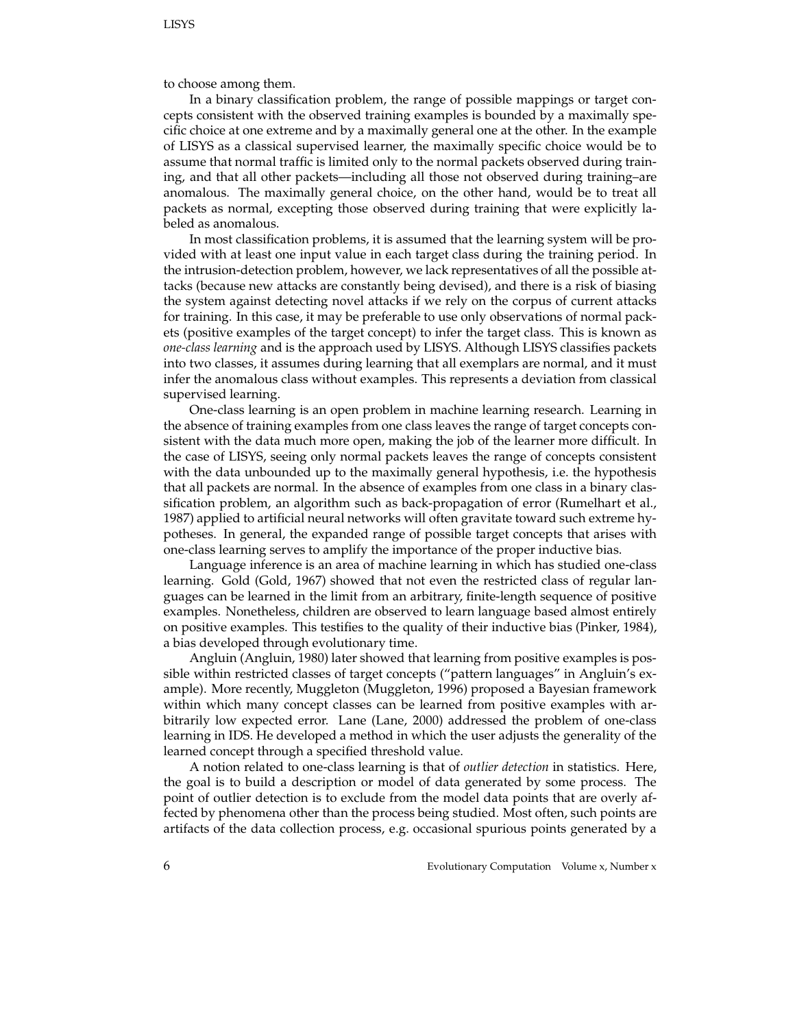to choose among them.

In a binary classification problem, the range of possible mappings or target concepts consistent with the observed training examples is bounded by a maximally specific choice at one extreme and by a maximally general one at the other. In the example of LISYS as a classical supervised learner, the maximally specific choice would be to assume that normal traffic is limited only to the normal packets observed during training, and that all other packets—including all those not observed during training–are anomalous. The maximally general choice, on the other hand, would be to treat all packets as normal, excepting those observed during training that were explicitly labeled as anomalous.

In most classification problems, it is assumed that the learning system will be provided with at least one input value in each target class during the training period. In the intrusion-detection problem, however, we lack representatives of all the possible attacks (because new attacks are constantly being devised), and there is a risk of biasing the system against detecting novel attacks if we rely on the corpus of current attacks for training. In this case, it may be preferable to use only observations of normal packets (positive examples of the target concept) to infer the target class. This is known as *one-class learning* and is the approach used by LISYS. Although LISYS classifies packets into two classes, it assumes during learning that all exemplars are normal, and it must infer the anomalous class without examples. This represents a deviation from classical supervised learning.

One-class learning is an open problem in machine learning research. Learning in the absence of training examples from one class leaves the range of target concepts consistent with the data much more open, making the job of the learner more difficult. In the case of LISYS, seeing only normal packets leaves the range of concepts consistent with the data unbounded up to the maximally general hypothesis, i.e. the hypothesis that all packets are normal. In the absence of examples from one class in a binary classification problem, an algorithm such as back-propagation of error (Rumelhart et al., 1987) applied to artificial neural networks will often gravitate toward such extreme hypotheses. In general, the expanded range of possible target concepts that arises with one-class learning serves to amplify the importance of the proper inductive bias.

Language inference is an area of machine learning in which has studied one-class learning. Gold (Gold, 1967) showed that not even the restricted class of regular languages can be learned in the limit from an arbitrary, finite-length sequence of positive examples. Nonetheless, children are observed to learn language based almost entirely on positive examples. This testifies to the quality of their inductive bias (Pinker, 1984), a bias developed through evolutionary time.

Angluin (Angluin, 1980) later showed that learning from positive examples is possible within restricted classes of target concepts ("pattern languages" in Angluin's example). More recently, Muggleton (Muggleton, 1996) proposed a Bayesian framework within which many concept classes can be learned from positive examples with arbitrarily low expected error. Lane (Lane, 2000) addressed the problem of one-class learning in IDS. He developed a method in which the user adjusts the generality of the learned concept through a specified threshold value.

A notion related to one-class learning is that of *outlier detection* in statistics. Here, the goal is to build a description or model of data generated by some process. The point of outlier detection is to exclude from the model data points that are overly affected by phenomena other than the process being studied. Most often, such points are artifacts of the data collection process, e.g. occasional spurious points generated by a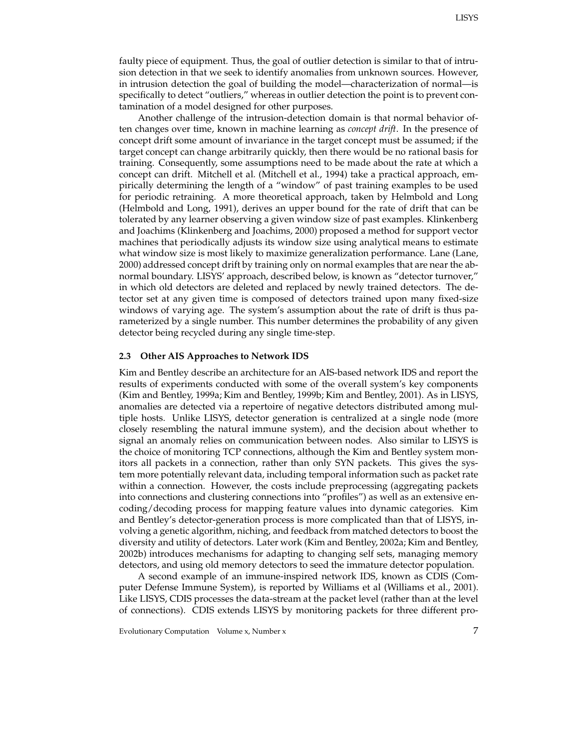faulty piece of equipment. Thus, the goal of outlier detection is similar to that of intrusion detection in that we seek to identify anomalies from unknown sources. However, in intrusion detection the goal of building the model—characterization of normal—is specifically to detect "outliers," whereas in outlier detection the point is to prevent contamination of a model designed for other purposes.

Another challenge of the intrusion-detection domain is that normal behavior often changes over time, known in machine learning as *concept drift*. In the presence of concept drift some amount of invariance in the target concept must be assumed; if the target concept can change arbitrarily quickly, then there would be no rational basis for training. Consequently, some assumptions need to be made about the rate at which a concept can drift. Mitchell et al. (Mitchell et al., 1994) take a practical approach, empirically determining the length of a "window" of past training examples to be used for periodic retraining. A more theoretical approach, taken by Helmbold and Long (Helmbold and Long, 1991), derives an upper bound for the rate of drift that can be tolerated by any learner observing a given window size of past examples. Klinkenberg and Joachims (Klinkenberg and Joachims, 2000) proposed a method for support vector machines that periodically adjusts its window size using analytical means to estimate what window size is most likely to maximize generalization performance. Lane (Lane, 2000) addressed concept drift by training only on normal examples that are near the abnormal boundary. LISYS' approach, described below, is known as "detector turnover," in which old detectors are deleted and replaced by newly trained detectors. The detector set at any given time is composed of detectors trained upon many fixed-size windows of varying age. The system's assumption about the rate of drift is thus parameterized by a single number. This number determines the probability of any given detector being recycled during any single time-step.

### 2.3 Other AIS Approaches to Network IDS

Kim and Bentley describe an architecture for an AIS-based network IDS and report the results of experiments conducted with some of the overall system's key components (Kim and Bentley, 1999a; Kim and Bentley, 1999b; Kim and Bentley, 2001). As in LISYS, anomalies are detected via a repertoire of negative detectors distributed among multiple hosts. Unlike LISYS, detector generation is centralized at a single node (more closely resembling the natural immune system), and the decision about whether to signal an anomaly relies on communication between nodes. Also similar to LISYS is the choice of monitoring TCP connections, although the Kim and Bentley system monitors all packets in a connection, rather than only SYN packets. This gives the system more potentially relevant data, including temporal information such as packet rate within a connection. However, the costs include preprocessing (aggregating packets into connections and clustering connections into "profiles") as well as an extensive encoding/decoding process for mapping feature values into dynamic categories. Kim and Bentley's detector-generation process is more complicated than that of LISYS, involving a genetic algorithm, niching, and feedback from matched detectors to boost the diversity and utility of detectors. Later work (Kim and Bentley, 2002a; Kim and Bentley, 2002b) introduces mechanisms for adapting to changing self sets, managing memory detectors, and using old memory detectors to seed the immature detector population.

A second example of an immune-inspired network IDS, known as CDIS (Computer Defense Immune System), is reported by Williams et al (Williams et al., 2001). Like LISYS, CDIS processes the data-stream at the packet level (rather than at the level of connections). CDIS extends LISYS by monitoring packets for three different pro-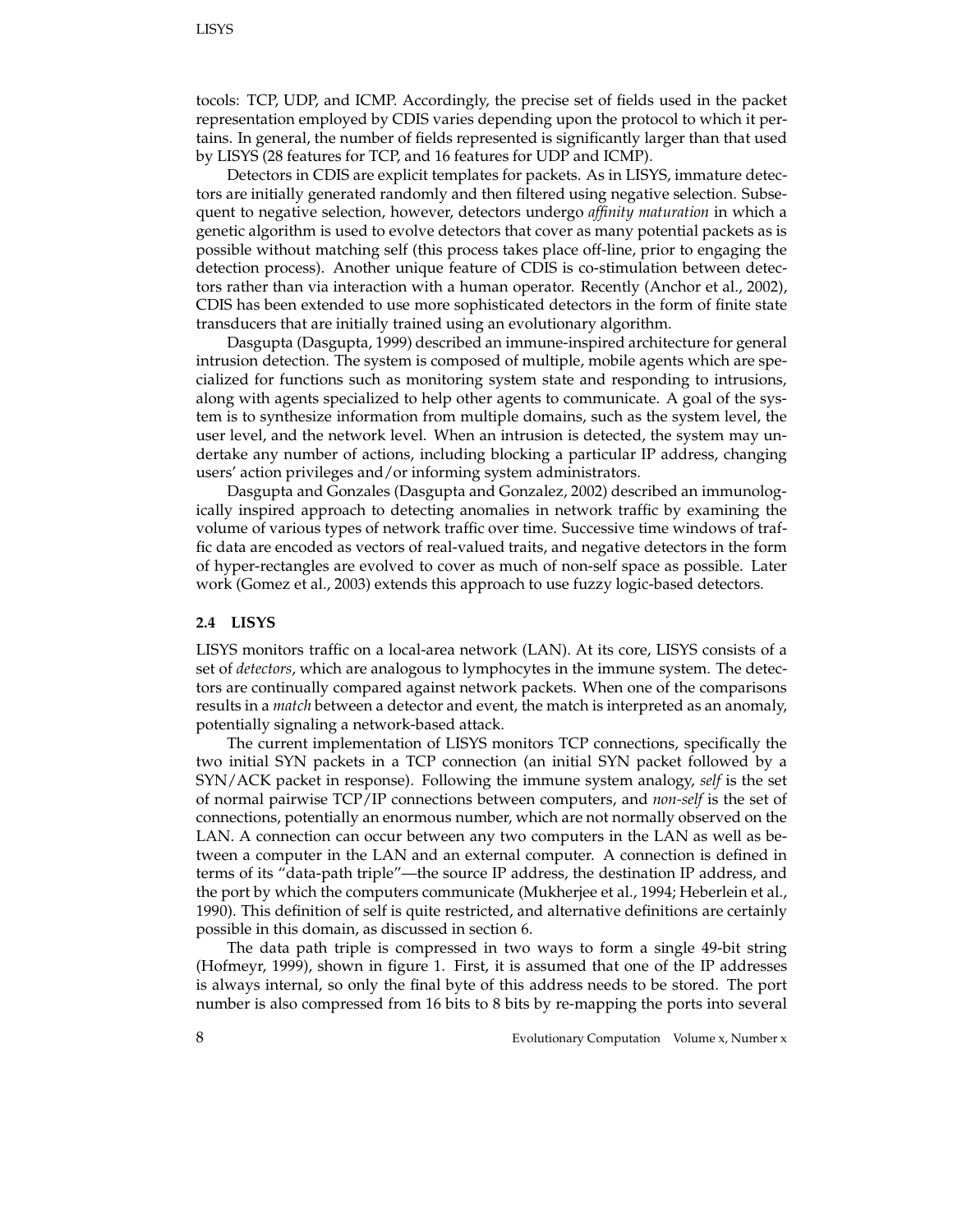tocols: TCP, UDP, and ICMP. Accordingly, the precise set of fields used in the packet representation employed by CDIS varies depending upon the protocol to which it pertains. In general, the number of fields represented is significantly larger than that used by LISYS (28 features for TCP, and 16 features for UDP and ICMP).

Detectors in CDIS are explicit templates for packets. As in LISYS, immature detectors are initially generated randomly and then filtered using negative selection. Subsequent to negative selection, however, detectors undergo *affinity maturation* in which a genetic algorithm is used to evolve detectors that cover as many potential packets as is possible without matching self (this process takes place off-line, prior to engaging the detection process). Another unique feature of CDIS is co-stimulation between detectors rather than via interaction with a human operator. Recently (Anchor et al., 2002), CDIS has been extended to use more sophisticated detectors in the form of finite state transducers that are initially trained using an evolutionary algorithm.

Dasgupta (Dasgupta, 1999) described an immune-inspired architecture for general intrusion detection. The system is composed of multiple, mobile agents which are specialized for functions such as monitoring system state and responding to intrusions, along with agents specialized to help other agents to communicate. A goal of the system is to synthesize information from multiple domains, such as the system level, the user level, and the network level. When an intrusion is detected, the system may undertake any number of actions, including blocking a particular IP address, changing users' action privileges and/or informing system administrators.

Dasgupta and Gonzales (Dasgupta and Gonzalez, 2002) described an immunologically inspired approach to detecting anomalies in network traffic by examining the volume of various types of network traffic over time. Successive time windows of traffic data are encoded as vectors of real-valued traits, and negative detectors in the form of hyper-rectangles are evolved to cover as much of non-self space as possible. Later work (Gomez et al., 2003) extends this approach to use fuzzy logic-based detectors.

### 2.4 LISYS

LISYS monitors traffic on a local-area network (LAN). At its core, LISYS consists of a set of *detectors*, which are analogous to lymphocytes in the immune system. The detectors are continually compared against network packets. When one of the comparisons results in a *match* between a detector and event, the match is interpreted as an anomaly, potentially signaling a network-based attack.

The current implementation of LISYS monitors TCP connections, specifically the two initial SYN packets in a TCP connection (an initial SYN packet followed by a SYN/ACK packet in response). Following the immune system analogy, *self* is the set of normal pairwise TCP/IP connections between computers, and *non-self* is the set of connections, potentially an enormous number, which are not normally observed on the LAN. A connection can occur between any two computers in the LAN as well as between a computer in the LAN and an external computer. A connection is defined in terms of its "data-path triple"—the source IP address, the destination IP address, and the port by which the computers communicate (Mukherjee et al., 1994; Heberlein et al., 1990). This definition of self is quite restricted, and alternative definitions are certainly possible in this domain, as discussed in section 6.

The data path triple is compressed in two ways to form a single 49-bit string (Hofmeyr, 1999), shown in figure 1. First, it is assumed that one of the IP addresses is always internal, so only the final byte of this address needs to be stored. The port number is also compressed from 16 bits to 8 bits by re-mapping the ports into several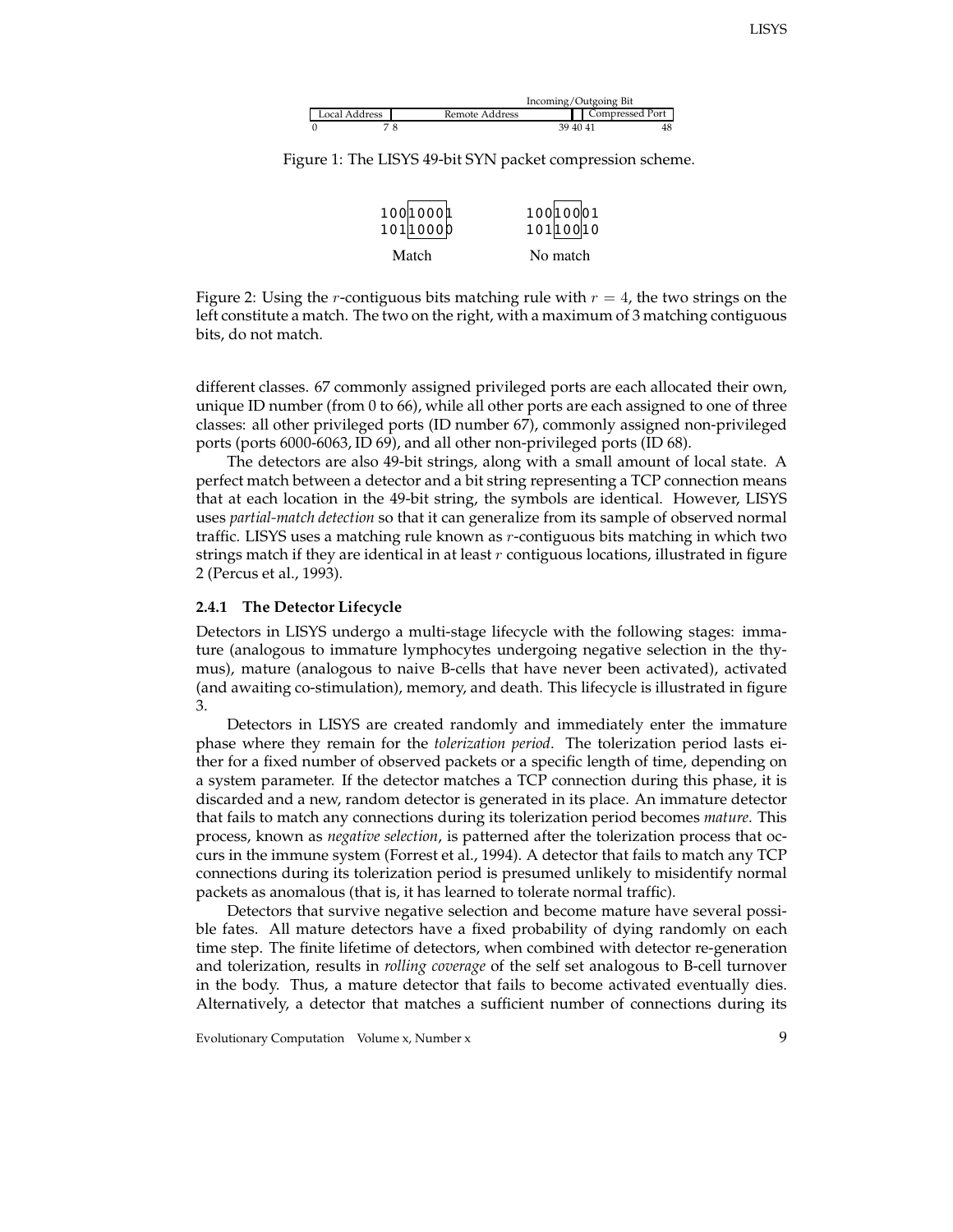Incoming/Outgoing Bit

| Local Address | Remote Address | | Compressed Port |
|---|---|---|---|
| 0 7 | 8 39 | 40 | 41 48 |

Figure 1: The LISYS 49-bit SYN packet compression scheme.

```
100[1000]1      100[1000]01
101[1000]0      101[1001]0
  Match          No match
```

Figure 2: Using the $r$-contiguous bits matching rule with $r = 4$, the two strings on the left constitute a match. The two on the right, with a maximum of 3 matching contiguous bits, do not match.

different classes. 67 commonly assigned privileged ports are each allocated their own, unique ID number (from 0 to 66), while all other ports are each assigned to one of three classes: all other privileged ports (ID number 67), commonly assigned non-privileged ports (ports 6000-6063, ID 69), and all other non-privileged ports (ID 68).

The detectors are also 49-bit strings, along with a small amount of local state. A perfect match between a detector and a bit string representing a TCP connection means that at each location in the 49-bit string, the symbols are identical. However, LISYS uses *partial-match detection* so that it can generalize from its sample of observed normal traffic. LISYS uses a matching rule known as $r$-contiguous bits matching in which two strings match if they are identical in at least $r$ contiguous locations, illustrated in figure 2 (Percus et al., 1993).

### 2.4.1 The Detector Lifecycle

Detectors in LISYS undergo a multi-stage lifecycle with the following stages: immature (analogous to immature lymphocytes undergoing negative selection in the thymus), mature (analogous to naive B-cells that have never been activated), activated (and awaiting co-stimulation), memory, and death. This lifecycle is illustrated in figure 3.

Detectors in LISYS are created randomly and immediately enter the immature phase where they remain for the *tolerization period*. The tolerization period lasts either for a fixed number of observed packets or a specific length of time, depending on a system parameter. If the detector matches a TCP connection during this phase, it is discarded and a new, random detector is generated in its place. An immature detector that fails to match any connections during its tolerization period becomes *mature*. This process, known as *negative selection*, is patterned after the tolerization process that occurs in the immune system (Forrest et al., 1994). A detector that fails to match any TCP connections during its tolerization period is presumed unlikely to misidentify normal packets as anomalous (that is, it has learned to tolerate normal traffic).

Detectors that survive negative selection and become mature have several possible fates. All mature detectors have a fixed probability of dying randomly on each time step. The finite lifetime of detectors, when combined with detector re-generation and tolerization, results in *rolling coverage* of the self set analogous to B-cell turnover in the body. Thus, a mature detector that fails to become activated eventually dies. Alternatively, a detector that matches a sufficient number of connections during its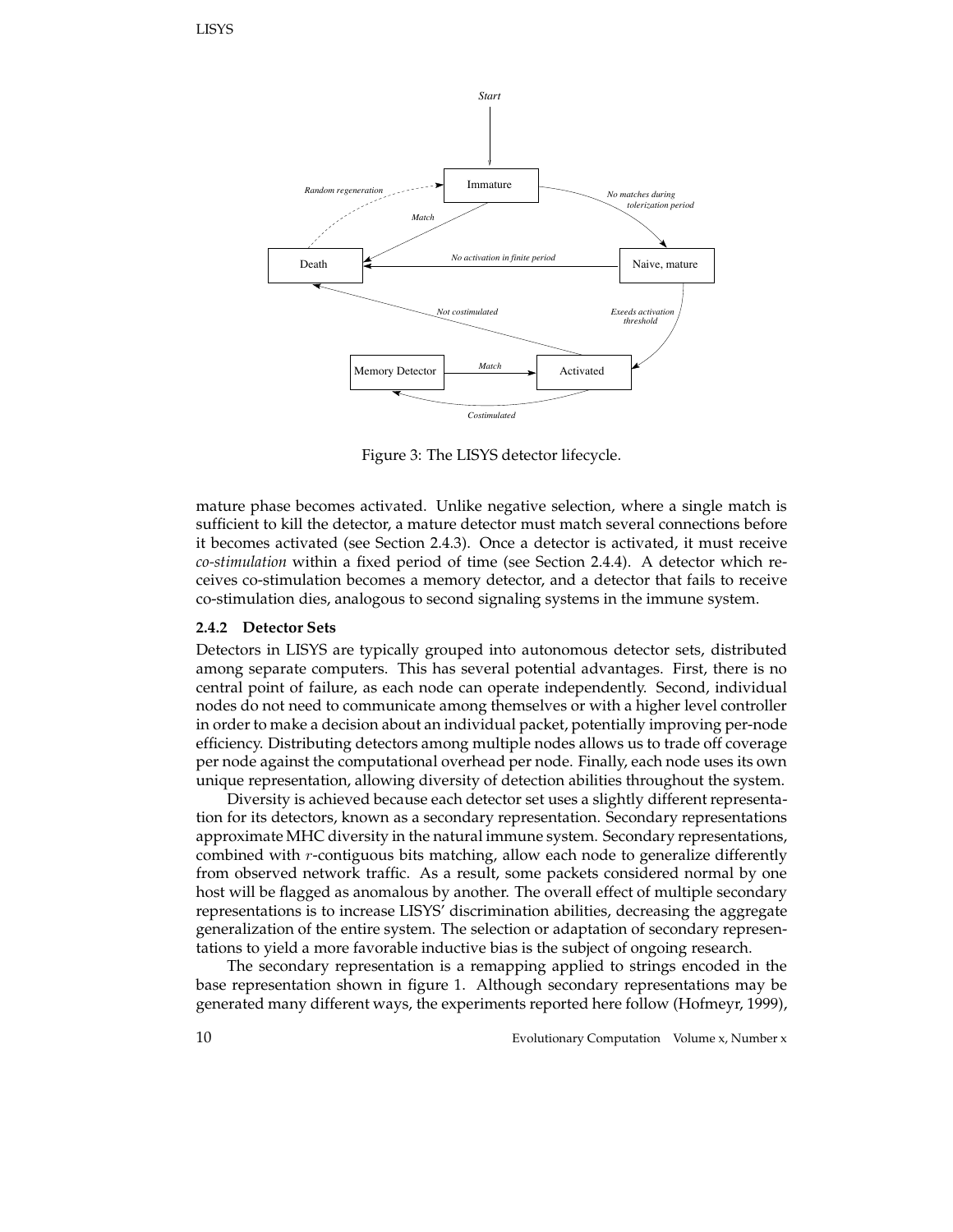Figure 3: The LISYS detector lifecycle.

mature phase becomes activated. Unlike negative selection, where a single match is sufficient to kill the detector, a mature detector must match several connections before it becomes activated (see Section 2.4.3). Once a detector is activated, it must receive *co-stimulation* within a fixed period of time (see Section 2.4.4). A detector which receives co-stimulation becomes a memory detector, and a detector that fails to receive co-stimulation dies, analogous to second signaling systems in the immune system.

### 2.4.2 Detector Sets

Detectors in LISYS are typically grouped into autonomous detector sets, distributed among separate computers. This has several potential advantages. First, there is no central point of failure, as each node can operate independently. Second, individual nodes do not need to communicate among themselves or with a higher level controller in order to make a decision about an individual packet, potentially improving per-node efficiency. Distributing detectors among multiple nodes allows us to trade off coverage per node against the computational overhead per node. Finally, each node uses its own unique representation, allowing diversity of detection abilities throughout the system.

Diversity is achieved because each detector set uses a slightly different representation for its detectors, known as a secondary representation. Secondary representations approximate MHC diversity in the natural immune system. Secondary representations, combined with $r$-contiguous bits matching, allow each node to generalize differently from observed network traffic. As a result, some packets considered normal by one host will be flagged as anomalous by another. The overall effect of multiple secondary representations is to increase LISYS' discrimination abilities, decreasing the aggregate generalization of the entire system. The selection or adaptation of secondary representations to yield a more favorable inductive bias is the subject of ongoing research.

The secondary representation is a remapping applied to strings encoded in the base representation shown in figure 1. Although secondary representations may be generated many different ways, the experiments reported here follow (Hofmeyr, 1999),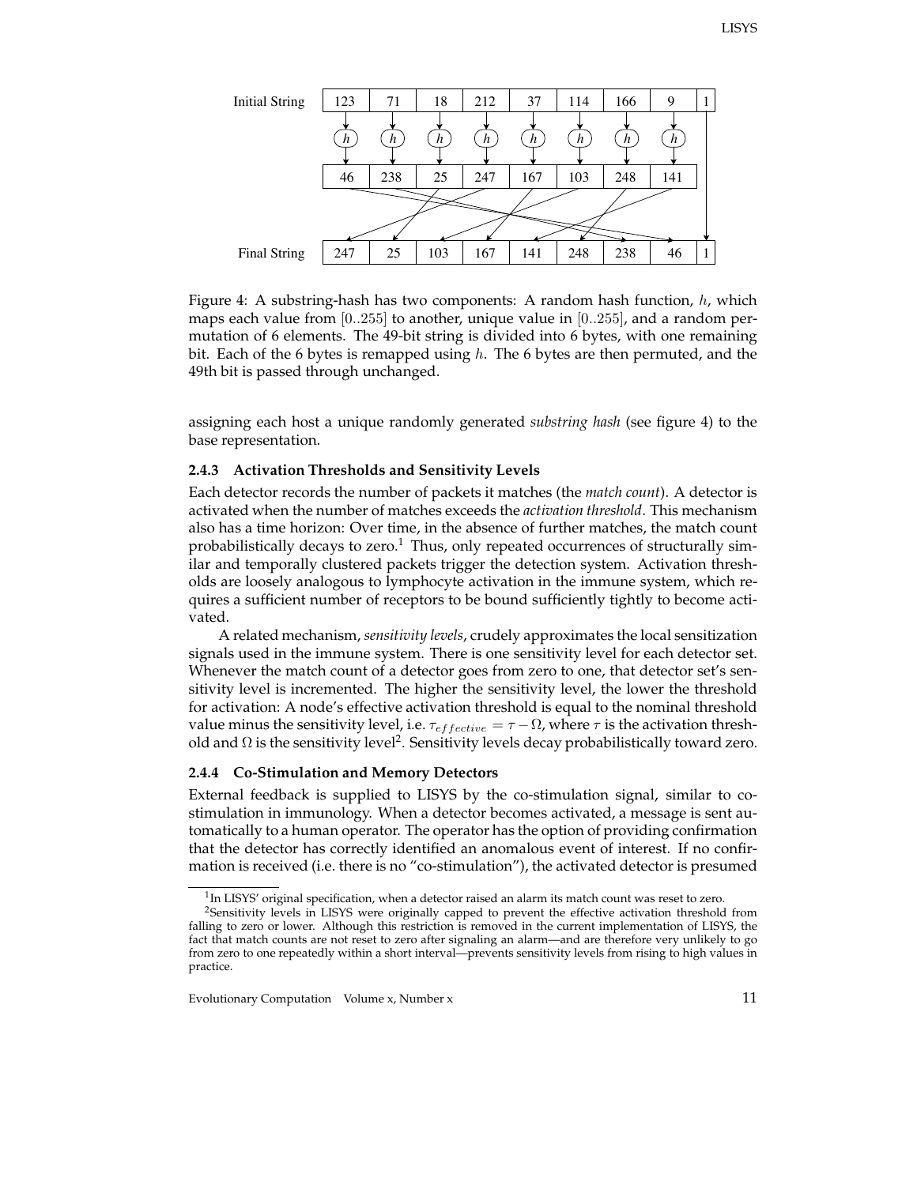| Initial String | 123 | 71 | 18 | 212 | 37 | 114 | 166 | 9 | 1 |
|---|---|---|---|---|---|---|---|---|---|
| | h | h | h | h | h | h | h | h | |
| | 46 | 238 | 25 | 247 | 167 | 103 | 248 | 141 | |
| Final String | 247 | 25 | 103 | 167 | 141 | 248 | 238 | 46 | 1 |

Figure 4: A substring-hash has two components: A random hash function, $h$, which maps each value from $[0..255]$ to another, unique value in $[0..255]$, and a random permutation of 6 elements. The 49-bit string is divided into 6 bytes, with one remaining bit. Each of the 6 bytes is remapped using $h$. The 6 bytes are then permuted, and the 49th bit is passed through unchanged.

assigning each host a unique randomly generated *substring hash* (see figure 4) to the base representation.

#### 2.4.3 Activation Thresholds and Sensitivity Levels

Each detector records the number of packets it matches (the *match count*). A detector is activated when the number of matches exceeds the *activation threshold*. This mechanism also has a time horizon: Over time, in the absence of further matches, the match count probabilistically decays to zero.[1] Thus, only repeated occurrences of structurally similar and temporally clustered packets trigger the detection system. Activation thresholds are loosely analogous to lymphocyte activation in the immune system, which requires a sufficient number of receptors to be bound sufficiently tightly to become activated.

A related mechanism, *sensitivity levels*, crudely approximates the local sensitization signals used in the immune system. There is one sensitivity level for each detector set. Whenever the match count of a detector goes from zero to one, that detector set's sensitivity level is incremented. The higher the sensitivity level, the lower the threshold for activation: A node's effective activation threshold is equal to the nominal threshold value minus the sensitivity level, i.e. $\tau_{effective} = \tau - \Omega$, where $\tau$ is the activation threshold and $\Omega$ is the sensitivity level[2]. Sensitivity levels decay probabilistically toward zero.

#### 2.4.4 Co-Stimulation and Memory Detectors

External feedback is supplied to LISYS by the co-stimulation signal, similar to co-stimulation in immunology. When a detector becomes activated, a message is sent automatically to a human operator. The operator has the option of providing confirmation that the detector has correctly identified an anomalous event of interest. If no confirmation is received (i.e. there is no "co-stimulation"), the activated detector is presumed

[1] In LISYS' original specification, when a detector raised an alarm its match count was reset to zero.

[2] Sensitivity levels in LISYS were originally capped to prevent the effective activation threshold from falling to zero or lower. Although this restriction is removed in the current implementation of LISYS, the fact that match counts are not reset to zero after signaling an alarm—and are therefore very unlikely to go from zero to one repeatedly within a short interval—prevents sensitivity levels from rising to high values in practice.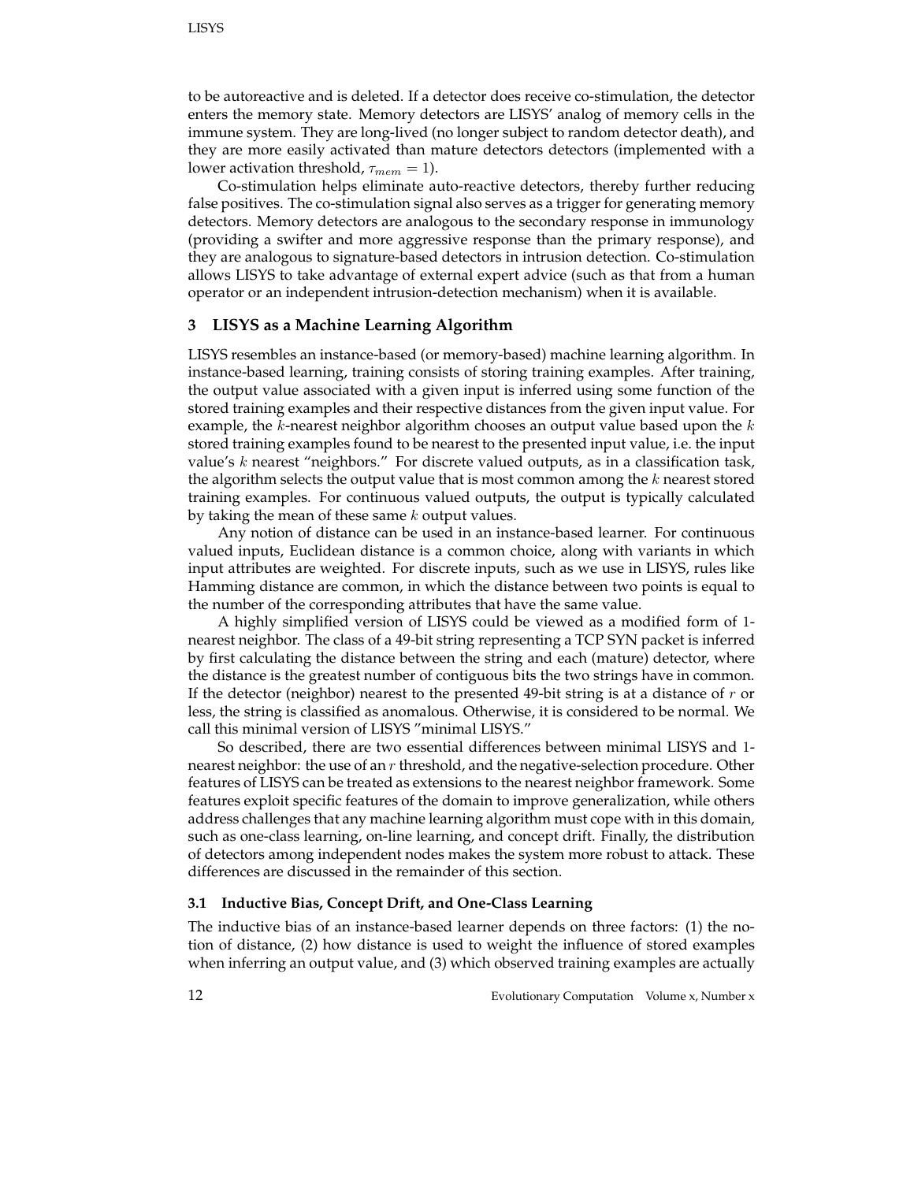to be autoreactive and is deleted. If a detector does receive co-stimulation, the detector enters the memory state. Memory detectors are LISYS' analog of memory cells in the immune system. They are long-lived (no longer subject to random detector death), and they are more easily activated than mature detectors detectors (implemented with a lower activation threshold, $\tau_{mem} = 1$).

Co-stimulation helps eliminate auto-reactive detectors, thereby further reducing false positives. The co-stimulation signal also serves as a trigger for generating memory detectors. Memory detectors are analogous to the secondary response in immunology (providing a swifter and more aggressive response than the primary response), and they are analogous to signature-based detectors in intrusion detection. Co-stimulation allows LISYS to take advantage of external expert advice (such as that from a human operator or an independent intrusion-detection mechanism) when it is available.

## 3 LISYS as a Machine Learning Algorithm

LISYS resembles an instance-based (or memory-based) machine learning algorithm. In instance-based learning, training consists of storing training examples. After training, the output value associated with a given input is inferred using some function of the stored training examples and their respective distances from the given input value. For example, the $k$-nearest neighbor algorithm chooses an output value based upon the $k$ stored training examples found to be nearest to the presented input value, i.e. the input value's $k$ nearest "neighbors." For discrete valued outputs, as in a classification task, the algorithm selects the output value that is most common among the $k$ nearest stored training examples. For continuous valued outputs, the output is typically calculated by taking the mean of these same $k$ output values.

Any notion of distance can be used in an instance-based learner. For continuous valued inputs, Euclidean distance is a common choice, along with variants in which input attributes are weighted. For discrete inputs, such as we use in LISYS, rules like Hamming distance are common, in which the distance between two points is equal to the number of the corresponding attributes that have the same value.

A highly simplified version of LISYS could be viewed as a modified form of 1-nearest neighbor. The class of a 49-bit string representing a TCP SYN packet is inferred by first calculating the distance between the string and each (mature) detector, where the distance is the greatest number of contiguous bits the two strings have in common. If the detector (neighbor) nearest to the presented 49-bit string is at a distance of $r$ or less, the string is classified as anomalous. Otherwise, it is considered to be normal. We call this minimal version of LISYS "minimal LISYS."

So described, there are two essential differences between minimal LISYS and 1-nearest neighbor: the use of an $r$ threshold, and the negative-selection procedure. Other features of LISYS can be treated as extensions to the nearest neighbor framework. Some features exploit specific features of the domain to improve generalization, while others address challenges that any machine learning algorithm must cope with in this domain, such as one-class learning, on-line learning, and concept drift. Finally, the distribution of detectors among independent nodes makes the system more robust to attack. These differences are discussed in the remainder of this section.

### 3.1 Inductive Bias, Concept Drift, and One-Class Learning

The inductive bias of an instance-based learner depends on three factors: (1) the notion of distance, (2) how distance is used to weight the influence of stored examples when inferring an output value, and (3) which observed training examples are actually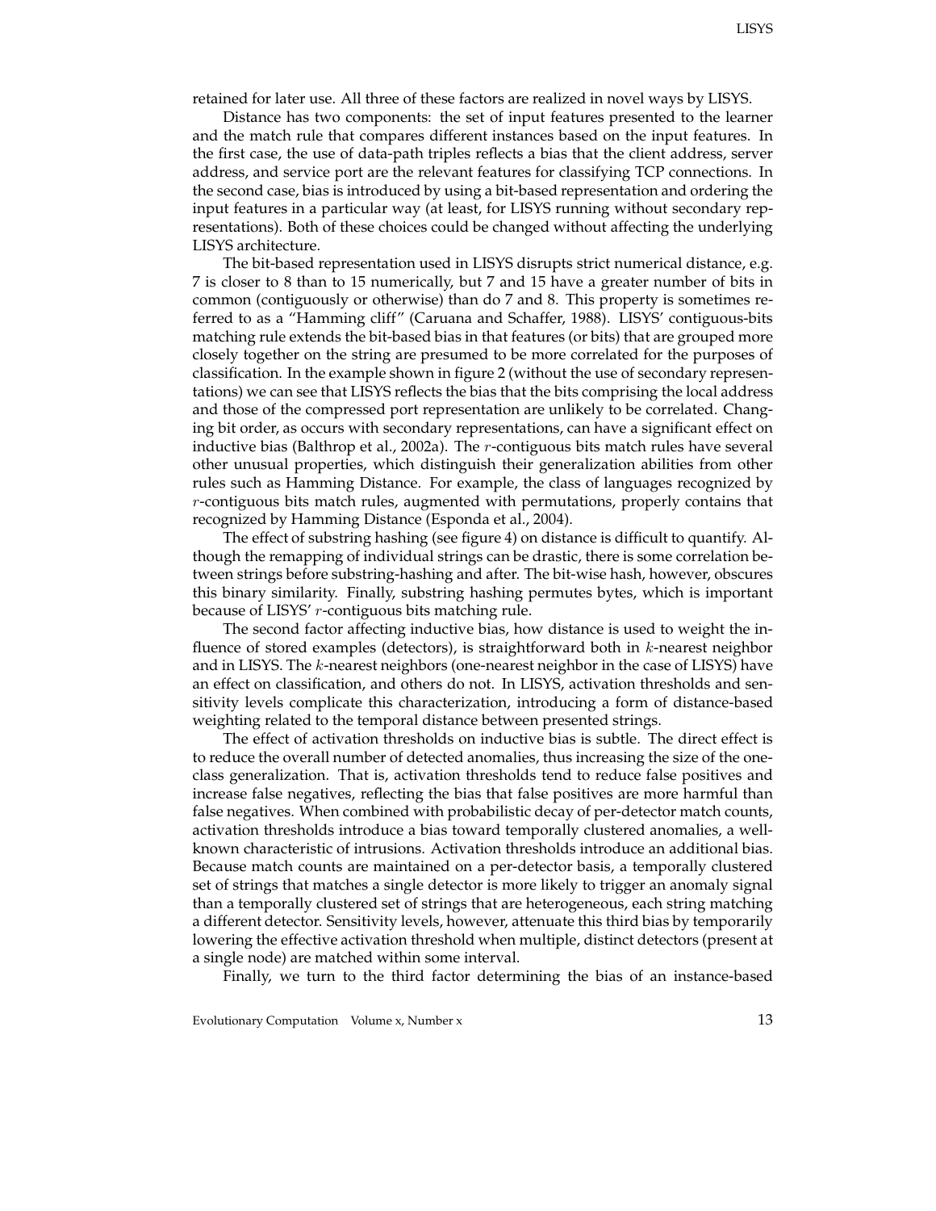retained for later use. All three of these factors are realized in novel ways by LISYS.

Distance has two components: the set of input features presented to the learner and the match rule that compares different instances based on the input features. In the first case, the use of data-path triples reflects a bias that the client address, server address, and service port are the relevant features for classifying TCP connections. In the second case, bias is introduced by using a bit-based representation and ordering the input features in a particular way (at least, for LISYS running without secondary representations). Both of these choices could be changed without affecting the underlying LISYS architecture.

The bit-based representation used in LISYS disrupts strict numerical distance, e.g. 7 is closer to 8 than to 15 numerically, but 7 and 15 have a greater number of bits in common (contiguously or otherwise) than do 7 and 8. This property is sometimes referred to as a "Hamming cliff" (Caruana and Schaffer, 1988). LISYS' contiguous-bits matching rule extends the bit-based bias in that features (or bits) that are grouped more closely together on the string are presumed to be more correlated for the purposes of classification. In the example shown in figure 2 (without the use of secondary representations) we can see that LISYS reflects the bias that the bits comprising the local address and those of the compressed port representation are unlikely to be correlated. Changing bit order, as occurs with secondary representations, can have a significant effect on inductive bias (Balthrop et al., 2002a). The $r$-contiguous bits match rules have several other unusual properties, which distinguish their generalization abilities from other rules such as Hamming Distance. For example, the class of languages recognized by $r$-contiguous bits match rules, augmented with permutations, properly contains that recognized by Hamming Distance (Esponda et al., 2004).

The effect of substring hashing (see figure 4) on distance is difficult to quantify. Although the remapping of individual strings can be drastic, there is some correlation between strings before substring-hashing and after. The bit-wise hash, however, obscures this binary similarity. Finally, substring hashing permutes bytes, which is important because of LISYS' $r$-contiguous bits matching rule.

The second factor affecting inductive bias, how distance is used to weight the influence of stored examples (detectors), is straightforward both in $k$-nearest neighbor and in LISYS. The $k$-nearest neighbors (one-nearest neighbor in the case of LISYS) have an effect on classification, and others do not. In LISYS, activation thresholds and sensitivity levels complicate this characterization, introducing a form of distance-based weighting related to the temporal distance between presented strings.

The effect of activation thresholds on inductive bias is subtle. The direct effect is to reduce the overall number of detected anomalies, thus increasing the size of the one-class generalization. That is, activation thresholds tend to reduce false positives and increase false negatives, reflecting the bias that false positives are more harmful than false negatives. When combined with probabilistic decay of per-detector match counts, activation thresholds introduce a bias toward temporally clustered anomalies, a well-known characteristic of intrusions. Activation thresholds introduce an additional bias. Because match counts are maintained on a per-detector basis, a temporally clustered set of strings that matches a single detector is more likely to trigger an anomaly signal than a temporally clustered set of strings that are heterogeneous, each string matching a different detector. Sensitivity levels, however, attenuate this third bias by temporarily lowering the effective activation threshold when multiple, distinct detectors (present at a single node) are matched within some interval.

Finally, we turn to the third factor determining the bias of an instance-based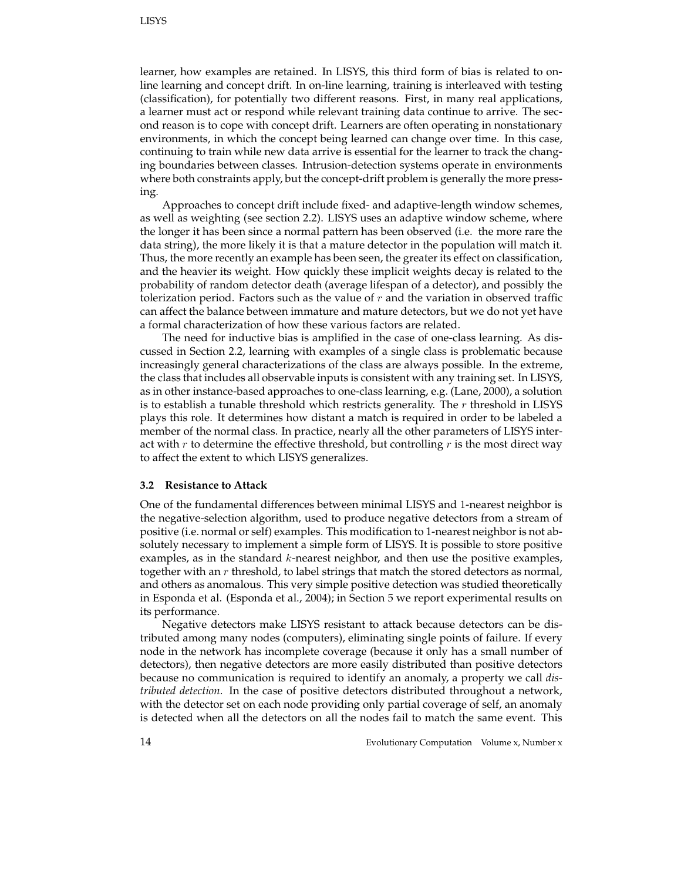learner, how examples are retained. In LISYS, this third form of bias is related to on-line learning and concept drift. In on-line learning, training is interleaved with testing (classification), for potentially two different reasons. First, in many real applications, a learner must act or respond while relevant training data continue to arrive. The second reason is to cope with concept drift. Learners are often operating in nonstationary environments, in which the concept being learned can change over time. In this case, continuing to train while new data arrive is essential for the learner to track the changing boundaries between classes. Intrusion-detection systems operate in environments where both constraints apply, but the concept-drift problem is generally the more pressing.

Approaches to concept drift include fixed- and adaptive-length window schemes, as well as weighting (see section 2.2). LISYS uses an adaptive window scheme, where the longer it has been since a normal pattern has been observed (i.e. the more rare the data string), the more likely it is that a mature detector in the population will match it. Thus, the more recently an example has been seen, the greater its effect on classification, and the heavier its weight. How quickly these implicit weights decay is related to the probability of random detector death (average lifespan of a detector), and possibly the tolerization period. Factors such as the value of $r$ and the variation in observed traffic can affect the balance between immature and mature detectors, but we do not yet have a formal characterization of how these various factors are related.

The need for inductive bias is amplified in the case of one-class learning. As discussed in Section 2.2, learning with examples of a single class is problematic because increasingly general characterizations of the class are always possible. In the extreme, the class that includes all observable inputs is consistent with any training set. In LISYS, as in other instance-based approaches to one-class learning, e.g. (Lane, 2000), a solution is to establish a tunable threshold which restricts generality. The $r$ threshold in LISYS plays this role. It determines how distant a match is required in order to be labeled a member of the normal class. In practice, nearly all the other parameters of LISYS interact with $r$ to determine the effective threshold, but controlling $r$ is the most direct way to affect the extent to which LISYS generalizes.

### 3.2 Resistance to Attack

One of the fundamental differences between minimal LISYS and 1-nearest neighbor is the negative-selection algorithm, used to produce negative detectors from a stream of positive (i.e. normal or self) examples. This modification to 1-nearest neighbor is not absolutely necessary to implement a simple form of LISYS. It is possible to store positive examples, as in the standard $k$-nearest neighbor, and then use the positive examples, together with an $r$ threshold, to label strings that match the stored detectors as normal, and others as anomalous. This very simple positive detection was studied theoretically in Esponda et al. (Esponda et al., 2004); in Section 5 we report experimental results on its performance.

Negative detectors make LISYS resistant to attack because detectors can be distributed among many nodes (computers), eliminating single points of failure. If every node in the network has incomplete coverage (because it only has a small number of detectors), then negative detectors are more easily distributed than positive detectors because no communication is required to identify an anomaly, a property we call *distributed detection*. In the case of positive detectors distributed throughout a network, with the detector set on each node providing only partial coverage of self, an anomaly is detected when all the detectors on all the nodes fail to match the same event. This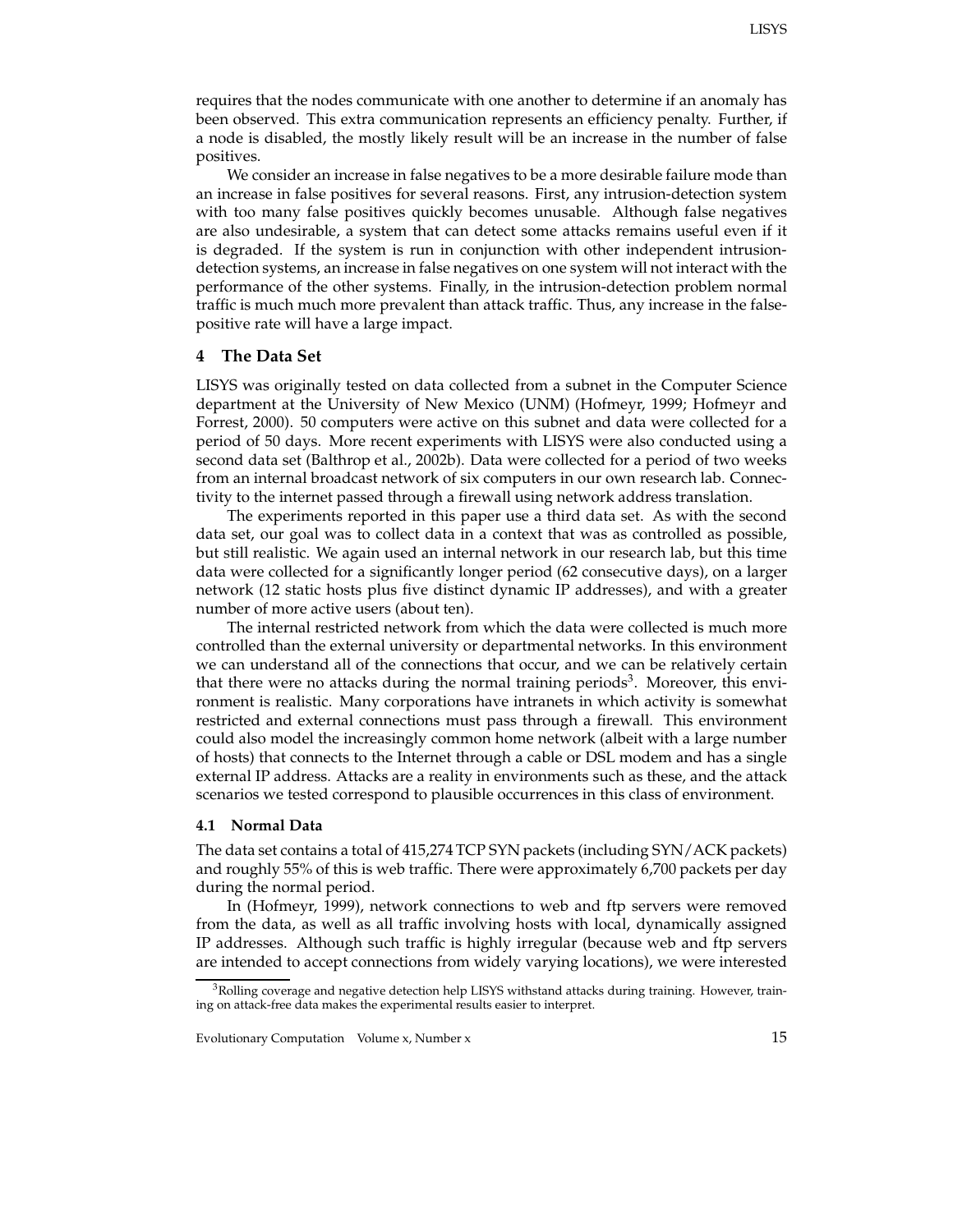requires that the nodes communicate with one another to determine if an anomaly has been observed. This extra communication represents an efficiency penalty. Further, if a node is disabled, the mostly likely result will be an increase in the number of false positives.

We consider an increase in false negatives to be a more desirable failure mode than an increase in false positives for several reasons. First, any intrusion-detection system with too many false positives quickly becomes unusable. Although false negatives are also undesirable, a system that can detect some attacks remains useful even if it is degraded. If the system is run in conjunction with other independent intrusion-detection systems, an increase in false negatives on one system will not interact with the performance of the other systems. Finally, in the intrusion-detection problem normal traffic is much much more prevalent than attack traffic. Thus, any increase in the false-positive rate will have a large impact.

## 4 The Data Set

LISYS was originally tested on data collected from a subnet in the Computer Science department at the University of New Mexico (UNM) (Hofmeyr, 1999; Hofmeyr and Forrest, 2000). 50 computers were active on this subnet and data were collected for a period of 50 days. More recent experiments with LISYS were also conducted using a second data set (Balthrop et al., 2002b). Data were collected for a period of two weeks from an internal broadcast network of six computers in our own research lab. Connectivity to the internet passed through a firewall using network address translation.

The experiments reported in this paper use a third data set. As with the second data set, our goal was to collect data in a context that was as controlled as possible, but still realistic. We again used an internal network in our research lab, but this time data were collected for a significantly longer period (62 consecutive days), on a larger network (12 static hosts plus five distinct dynamic IP addresses), and with a greater number of more active users (about ten).

The internal restricted network from which the data were collected is much more controlled than the external university or departmental networks. In this environment we can understand all of the connections that occur, and we can be relatively certain that there were no attacks during the normal training periods[3]. Moreover, this environment is realistic. Many corporations have intranets in which activity is somewhat restricted and external connections must pass through a firewall. This environment could also model the increasingly common home network (albeit with a large number of hosts) that connects to the Internet through a cable or DSL modem and has a single external IP address. Attacks are a reality in environments such as these, and the attack scenarios we tested correspond to plausible occurrences in this class of environment.

### 4.1 Normal Data

The data set contains a total of 415,274 TCP SYN packets (including SYN/ACK packets) and roughly 55% of this is web traffic. There were approximately 6,700 packets per day during the normal period.

In (Hofmeyr, 1999), network connections to web and ftp servers were removed from the data, as well as all traffic involving hosts with local, dynamically assigned IP addresses. Although such traffic is highly irregular (because web and ftp servers are intended to accept connections from widely varying locations), we were interested

[3] Rolling coverage and negative detection help LISYS withstand attacks during training. However, training on attack-free data makes the experimental results easier to interpret.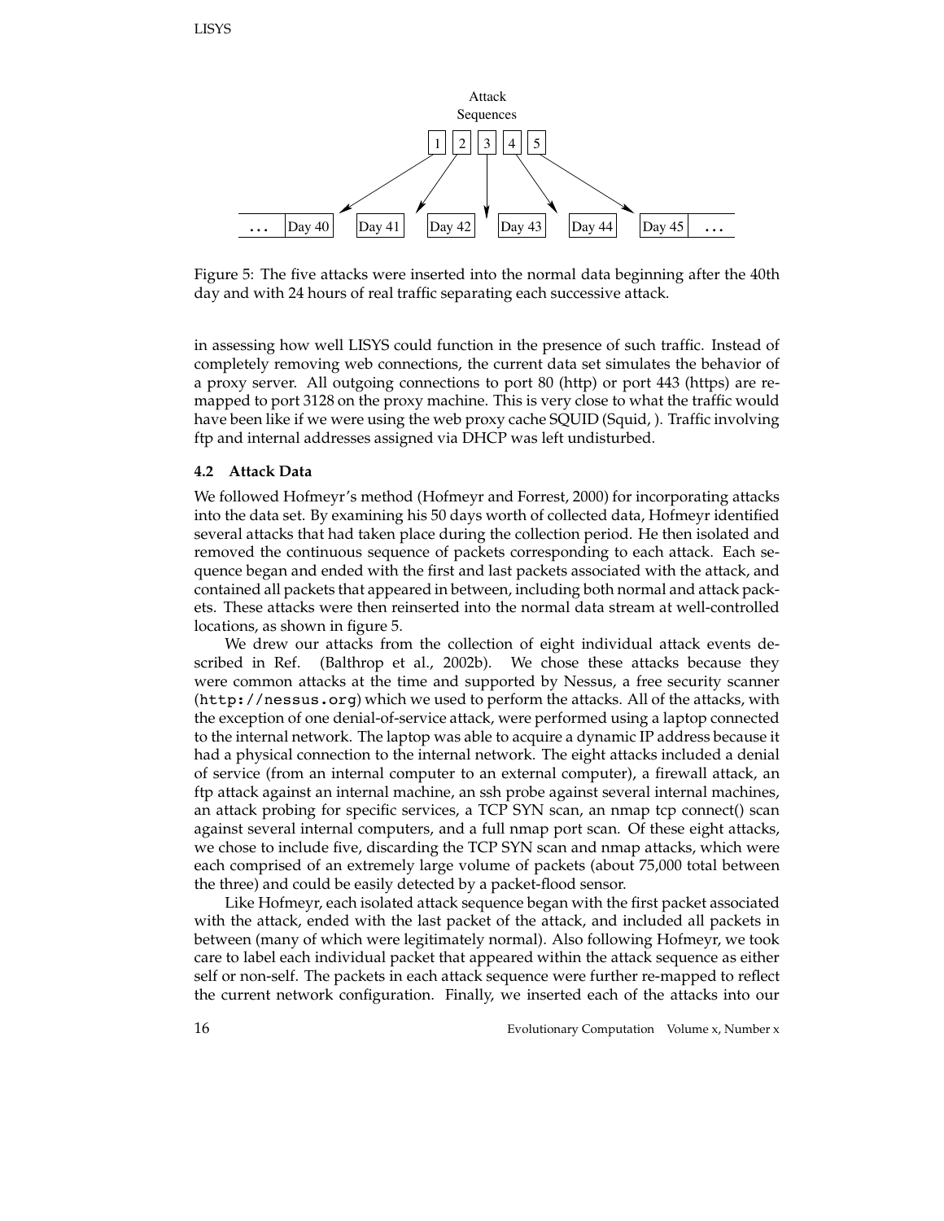Attack
Sequences

1 2 3 4 5

... Day 40 Day 41 Day 42 Day 43 Day 44 Day 45 ...

Figure 5: The five attacks were inserted into the normal data beginning after the 40th day and with 24 hours of real traffic separating each successive attack.

in assessing how well LISYS could function in the presence of such traffic. Instead of completely removing web connections, the current data set simulates the behavior of a proxy server. All outgoing connections to port 80 (http) or port 443 (https) are remapped to port 3128 on the proxy machine. This is very close to what the traffic would have been like if we were using the web proxy cache SQUID (Squid, ). Traffic involving ftp and internal addresses assigned via DHCP was left undisturbed.

### 4.2 Attack Data

We followed Hofmeyr's method (Hofmeyr and Forrest, 2000) for incorporating attacks into the data set. By examining his 50 days worth of collected data, Hofmeyr identified several attacks that had taken place during the collection period. He then isolated and removed the continuous sequence of packets corresponding to each attack. Each sequence began and ended with the first and last packets associated with the attack, and contained all packets that appeared in between, including both normal and attack packets. These attacks were then reinserted into the normal data stream at well-controlled locations, as shown in figure 5.

We drew our attacks from the collection of eight individual attack events described in Ref. (Balthrop et al., 2002b). We chose these attacks because they were common attacks at the time and supported by Nessus, a free security scanner (`http://nessus.org`) which we used to perform the attacks. All of the attacks, with the exception of one denial-of-service attack, were performed using a laptop connected to the internal network. The laptop was able to acquire a dynamic IP address because it had a physical connection to the internal network. The eight attacks included a denial of service (from an internal computer to an external computer), a firewall attack, an ftp attack against an internal machine, an ssh probe against several internal machines, an attack probing for specific services, a TCP SYN scan, an nmap tcp connect() scan against several internal computers, and a full nmap port scan. Of these eight attacks, we chose to include five, discarding the TCP SYN scan and nmap attacks, which were each comprised of an extremely large volume of packets (about 75,000 total between the three) and could be easily detected by a packet-flood sensor.

Like Hofmeyr, each isolated attack sequence began with the first packet associated with the attack, ended with the last packet of the attack, and included all packets in between (many of which were legitimately normal). Also following Hofmeyr, we took care to label each individual packet that appeared within the attack sequence as either self or non-self. The packets in each attack sequence were further re-mapped to reflect the current network configuration. Finally, we inserted each of the attacks into our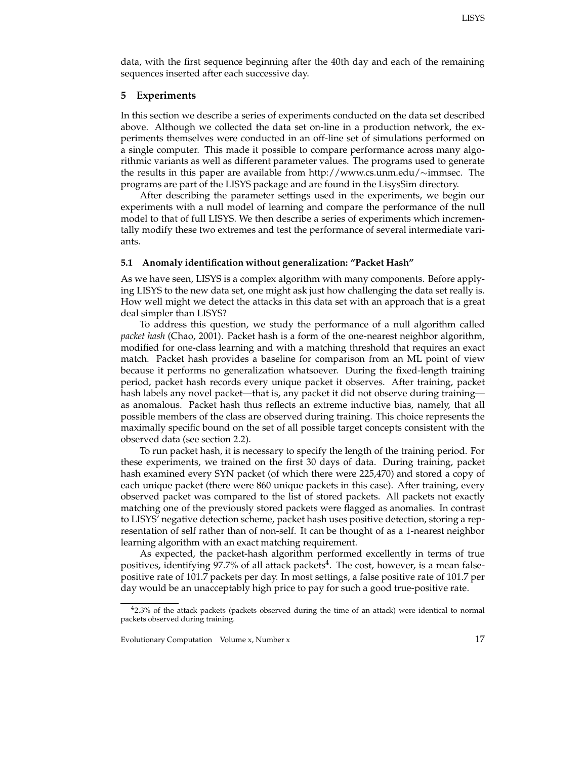data, with the first sequence beginning after the 40th day and each of the remaining sequences inserted after each successive day.

## 5 Experiments

In this section we describe a series of experiments conducted on the data set described above. Although we collected the data set on-line in a production network, the experiments themselves were conducted in an off-line set of simulations performed on a single computer. This made it possible to compare performance across many algorithmic variants as well as different parameter values. The programs used to generate the results in this paper are available from http://www.cs.unm.edu/∼immsec. The programs are part of the LISYS package and are found in the LisysSim directory.

After describing the parameter settings used in the experiments, we begin our experiments with a null model of learning and compare the performance of the null model to that of full LISYS. We then describe a series of experiments which incrementally modify these two extremes and test the performance of several intermediate variants.

### 5.1 Anomaly identification without generalization: "Packet Hash"

As we have seen, LISYS is a complex algorithm with many components. Before applying LISYS to the new data set, one might ask just how challenging the data set really is. How well might we detect the attacks in this data set with an approach that is a great deal simpler than LISYS?

To address this question, we study the performance of a null algorithm called *packet hash* (Chao, 2001). Packet hash is a form of the one-nearest neighbor algorithm, modified for one-class learning and with a matching threshold that requires an exact match. Packet hash provides a baseline for comparison from an ML point of view because it performs no generalization whatsoever. During the fixed-length training period, packet hash records every unique packet it observes. After training, packet hash labels any novel packet—that is, any packet it did not observe during training—as anomalous. Packet hash thus reflects an extreme inductive bias, namely, that all possible members of the class are observed during training. This choice represents the maximally specific bound on the set of all possible target concepts consistent with the observed data (see section 2.2).

To run packet hash, it is necessary to specify the length of the training period. For these experiments, we trained on the first 30 days of data. During training, packet hash examined every SYN packet (of which there were 225,470) and stored a copy of each unique packet (there were 860 unique packets in this case). After training, every observed packet was compared to the list of stored packets. All packets not exactly matching one of the previously stored packets were flagged as anomalies. In contrast to LISYS' negative detection scheme, packet hash uses positive detection, storing a representation of self rather than of non-self. It can be thought of as a 1-nearest neighbor learning algorithm with an exact matching requirement.

As expected, the packet-hash algorithm performed excellently in terms of true positives, identifying 97.7% of all attack packets[4]. The cost, however, is a mean false-positive rate of 101.7 packets per day. In most settings, a false positive rate of 101.7 per day would be an unacceptably high price to pay for such a good true-positive rate.

[4] 2.3% of the attack packets (packets observed during the time of an attack) were identical to normal packets observed during training.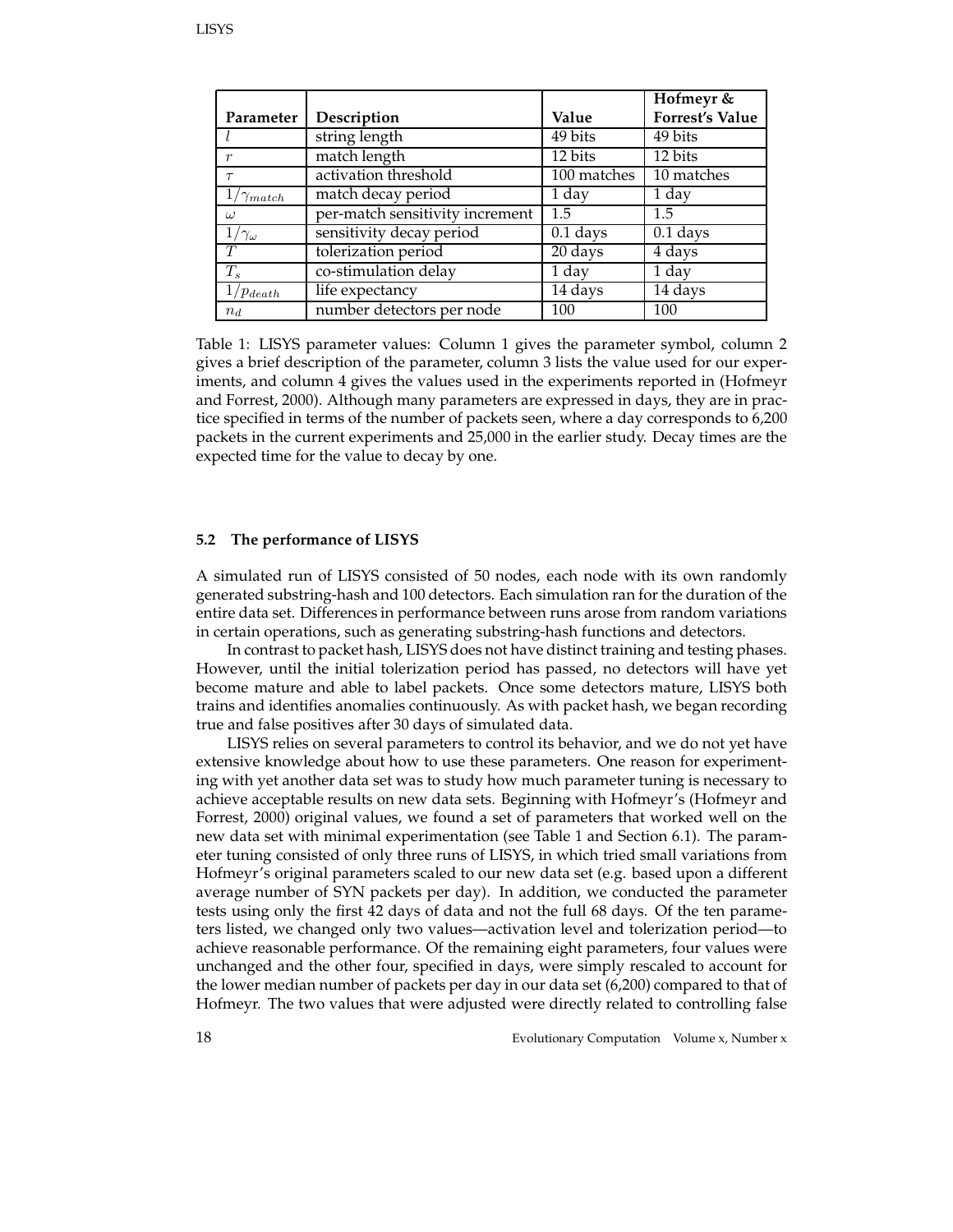| Parameter | Description | Value | Hofmeyr & Forrest's Value |
| --- | --- | --- | --- |
| $l$ | string length | 49 bits | 49 bits |
| $r$ | match length | 12 bits | 12 bits |
| $\tau$ | activation threshold | 100 matches | 10 matches |
| $1/\gamma_{match}$ | match decay period | 1 day | 1 day |
| $\omega$ | per-match sensitivity increment | 1.5 | 1.5 |
| $1/\gamma_{\omega}$ | sensitivity decay period | 0.1 days | 0.1 days |
| $T$ | tolerization period | 20 days | 4 days |
| $T_s$ | co-stimulation delay | 1 day | 1 day |
| $1/p_{death}$ | life expectancy | 14 days | 14 days |
| $n_d$ | number detectors per node | 100 | 100 |

Table 1: LISYS parameter values: Column 1 gives the parameter symbol, column 2 gives a brief description of the parameter, column 3 lists the value used for our experiments, and column 4 gives the values used in the experiments reported in (Hofmeyr and Forrest, 2000). Although many parameters are expressed in days, they are in practice specified in terms of the number of packets seen, where a day corresponds to 6,200 packets in the current experiments and 25,000 in the earlier study. Decay times are the expected time for the value to decay by one.

### 5.2 The performance of LISYS

A simulated run of LISYS consisted of 50 nodes, each node with its own randomly generated substring-hash and 100 detectors. Each simulation ran for the duration of the entire data set. Differences in performance between runs arose from random variations in certain operations, such as generating substring-hash functions and detectors.

In contrast to packet hash, LISYS does not have distinct training and testing phases. However, until the initial tolerization period has passed, no detectors will have yet become mature and able to label packets. Once some detectors mature, LISYS both trains and identifies anomalies continuously. As with packet hash, we began recording true and false positives after 30 days of simulated data.

LISYS relies on several parameters to control its behavior, and we do not yet have extensive knowledge about how to use these parameters. One reason for experimenting with yet another data set was to study how much parameter tuning is necessary to achieve acceptable results on new data sets. Beginning with Hofmeyr's (Hofmeyr and Forrest, 2000) original values, we found a set of parameters that worked well on the new data set with minimal experimentation (see Table 1 and Section 6.1). The parameter tuning consisted of only three runs of LISYS, in which tried small variations from Hofmeyr's original parameters scaled to our new data set (e.g. based upon a different average number of SYN packets per day). In addition, we conducted the parameter tests using only the first 42 days of data and not the full 68 days. Of the ten parameters listed, we changed only two values—activation level and tolerization period—to achieve reasonable performance. Of the remaining eight parameters, four values were unchanged and the other four, specified in days, were simply rescaled to account for the lower median number of packets per day in our data set (6,200) compared to that of Hofmeyr. The two values that were adjusted were directly related to controlling false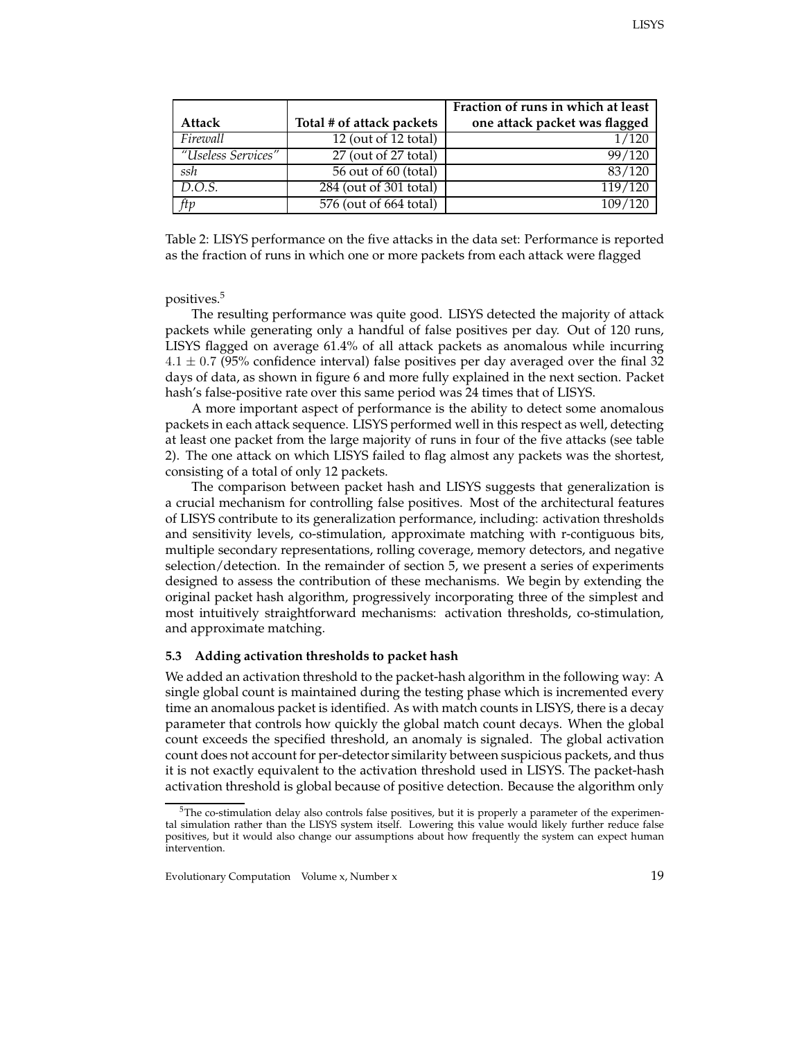| Attack | Total # of attack packets | Fraction of runs in which at least one attack packet was flagged |
|---|---|---|
| *Firewall* | 12 (out of 12 total) | 1/120 |
| *"Useless Services"* | 27 (out of 27 total) | 99/120 |
| *ssh* | 56 out of 60 (total) | 83/120 |
| *D.O.S.* | 284 (out of 301 total) | 119/120 |
| *ftp* | 576 (out of 664 total) | 109/120 |

Table 2: LISYS performance on the five attacks in the data set: Performance is reported as the fraction of runs in which one or more packets from each attack were flagged

positives.[5]

The resulting performance was quite good. LISYS detected the majority of attack packets while generating only a handful of false positives per day. Out of 120 runs, LISYS flagged on average 61.4% of all attack packets as anomalous while incurring $4.1 \pm 0.7$ (95% confidence interval) false positives per day averaged over the final 32 days of data, as shown in figure 6 and more fully explained in the next section. Packet hash's false-positive rate over this same period was 24 times that of LISYS.

A more important aspect of performance is the ability to detect some anomalous packets in each attack sequence. LISYS performed well in this respect as well, detecting at least one packet from the large majority of runs in four of the five attacks (see table 2). The one attack on which LISYS failed to flag almost any packets was the shortest, consisting of a total of only 12 packets.

The comparison between packet hash and LISYS suggests that generalization is a crucial mechanism for controlling false positives. Most of the architectural features of LISYS contribute to its generalization performance, including: activation thresholds and sensitivity levels, co-stimulation, approximate matching with r-contiguous bits, multiple secondary representations, rolling coverage, memory detectors, and negative selection/detection. In the remainder of section 5, we present a series of experiments designed to assess the contribution of these mechanisms. We begin by extending the original packet hash algorithm, progressively incorporating three of the simplest and most intuitively straightforward mechanisms: activation thresholds, co-stimulation, and approximate matching.

### 5.3 Adding activation thresholds to packet hash

We added an activation threshold to the packet-hash algorithm in the following way: A single global count is maintained during the testing phase which is incremented every time an anomalous packet is identified. As with match counts in LISYS, there is a decay parameter that controls how quickly the global match count decays. When the global count exceeds the specified threshold, an anomaly is signaled. The global activation count does not account for per-detector similarity between suspicious packets, and thus it is not exactly equivalent to the activation threshold used in LISYS. The packet-hash activation threshold is global because of positive detection. Because the algorithm only

[5] The co-stimulation delay also controls false positives, but it is properly a parameter of the experimental simulation rather than the LISYS system itself. Lowering this value would likely further reduce false positives, but it would also change our assumptions about how frequently the system can expect human intervention.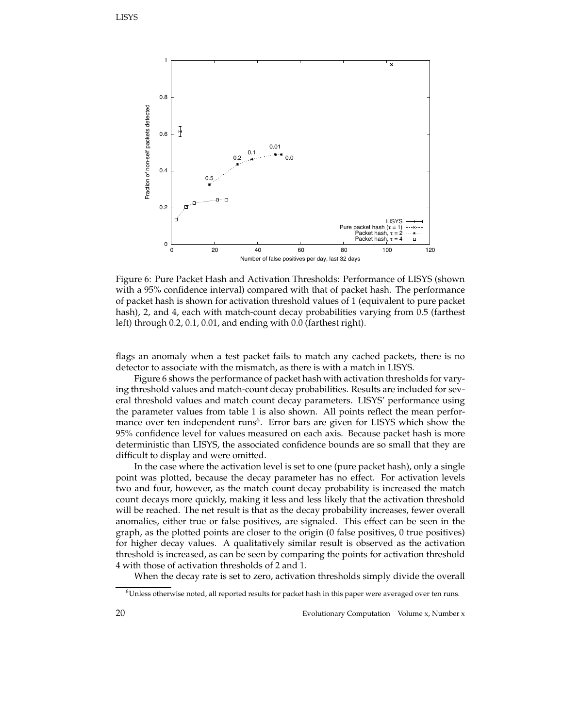Figure 6: Pure Packet Hash and Activation Thresholds: Performance of LISYS (shown with a 95% confidence interval) compared with that of packet hash. The performance of packet hash is shown for activation threshold values of 1 (equivalent to pure packet hash), 2, and 4, each with match-count decay probabilities varying from 0.5 (farthest left) through 0.2, 0.1, 0.01, and ending with 0.0 (farthest right).

flags an anomaly when a test packet fails to match any cached packets, there is no detector to associate with the mismatch, as there is with a match in LISYS.

Figure 6 shows the performance of packet hash with activation thresholds for varying threshold values and match-count decay probabilities. Results are included for several threshold values and match count decay parameters. LISYS' performance using the parameter values from table 1 is also shown. All points reflect the mean performance over ten independent runs[6]. Error bars are given for LISYS which show the 95% confidence level for values measured on each axis. Because packet hash is more deterministic than LISYS, the associated confidence bounds are so small that they are difficult to display and were omitted.

In the case where the activation level is set to one (pure packet hash), only a single point was plotted, because the decay parameter has no effect. For activation levels two and four, however, as the match count decay probability is increased the match count decays more quickly, making it less and less likely that the activation threshold will be reached. The net result is that as the decay probability increases, fewer overall anomalies, either true or false positives, are signaled. This effect can be seen in the graph, as the plotted points are closer to the origin (0 false positives, 0 true positives) for higher decay values. A qualitatively similar result is observed as the activation threshold is increased, as can be seen by comparing the points for activation threshold 4 with those of activation thresholds of 2 and 1.

When the decay rate is set to zero, activation thresholds simply divide the overall

[6] Unless otherwise noted, all reported results for packet hash in this paper were averaged over ten runs.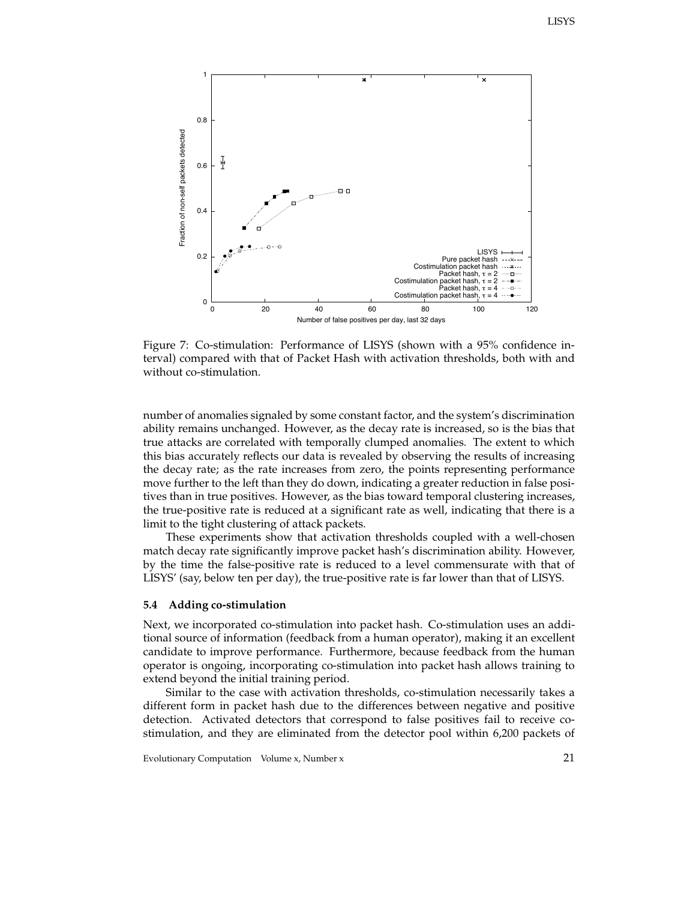Figure 7: Co-stimulation: Performance of LISYS (shown with a 95% confidence interval) compared with that of Packet Hash with activation thresholds, both with and without co-stimulation.

number of anomalies signaled by some constant factor, and the system's discrimination ability remains unchanged. However, as the decay rate is increased, so is the bias that true attacks are correlated with temporally clumped anomalies. The extent to which this bias accurately reflects our data is revealed by observing the results of increasing the decay rate; as the rate increases from zero, the points representing performance move further to the left than they do down, indicating a greater reduction in false positives than in true positives. However, as the bias toward temporal clustering increases, the true-positive rate is reduced at a significant rate as well, indicating that there is a limit to the tight clustering of attack packets.

These experiments show that activation thresholds coupled with a well-chosen match decay rate significantly improve packet hash's discrimination ability. However, by the time the false-positive rate is reduced to a level commensurate with that of LISYS' (say, below ten per day), the true-positive rate is far lower than that of LISYS.

### 5.4 Adding co-stimulation

Next, we incorporated co-stimulation into packet hash. Co-stimulation uses an additional source of information (feedback from a human operator), making it an excellent candidate to improve performance. Furthermore, because feedback from the human operator is ongoing, incorporating co-stimulation into packet hash allows training to extend beyond the initial training period.

Similar to the case with activation thresholds, co-stimulation necessarily takes a different form in packet hash due to the differences between negative and positive detection. Activated detectors that correspond to false positives fail to receive co-stimulation, and they are eliminated from the detector pool within 6,200 packets of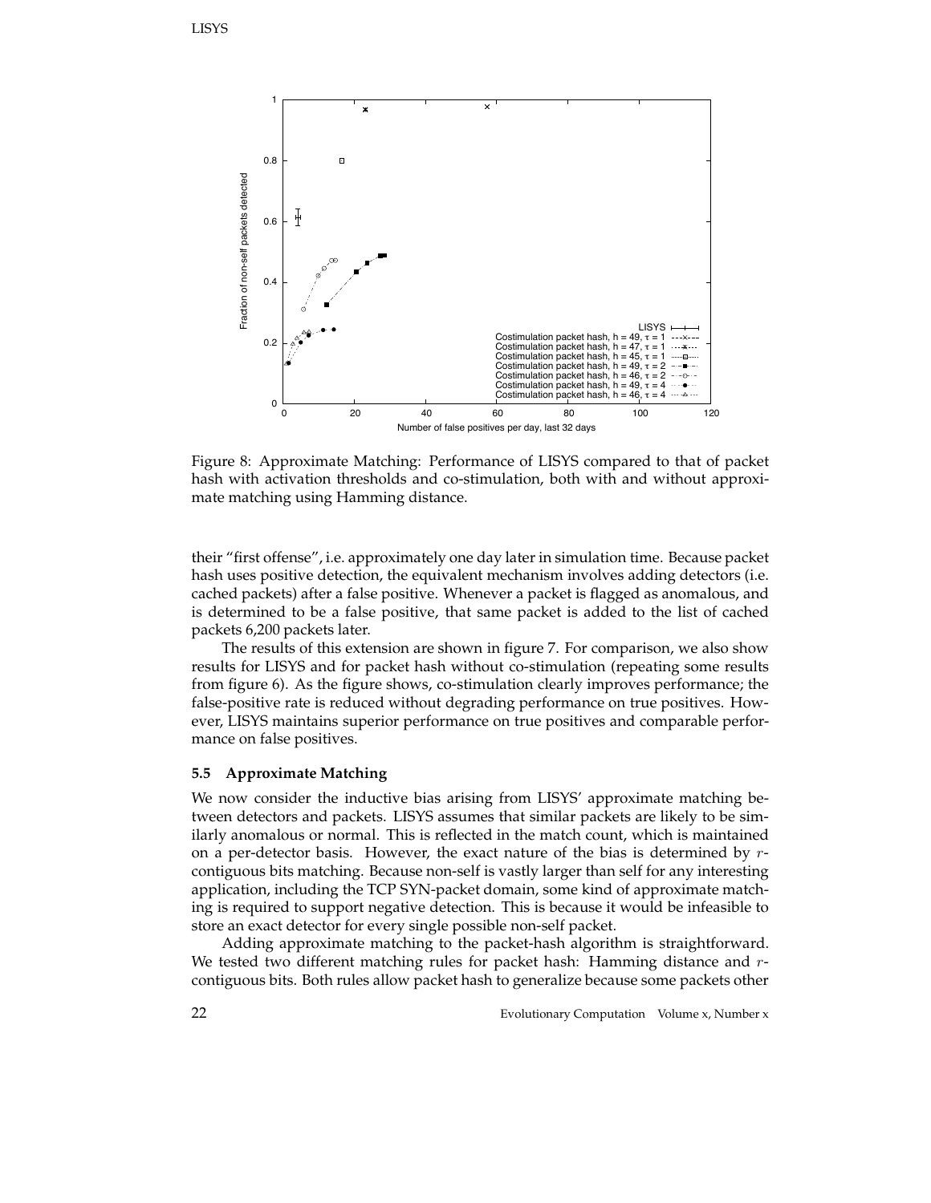Figure 8: Approximate Matching: Performance of LISYS compared to that of packet hash with activation thresholds and co-stimulation, both with and without approximate matching using Hamming distance.

their "first offense", i.e. approximately one day later in simulation time. Because packet hash uses positive detection, the equivalent mechanism involves adding detectors (i.e. cached packets) after a false positive. Whenever a packet is flagged as anomalous, and is determined to be a false positive, that same packet is added to the list of cached packets 6,200 packets later.

The results of this extension are shown in figure 7. For comparison, we also show results for LISYS and for packet hash without co-stimulation (repeating some results from figure 6). As the figure shows, co-stimulation clearly improves performance; the false-positive rate is reduced without degrading performance on true positives. However, LISYS maintains superior performance on true positives and comparable performance on false positives.

### 5.5 Approximate Matching

We now consider the inductive bias arising from LISYS' approximate matching between detectors and packets. LISYS assumes that similar packets are likely to be similarly anomalous or normal. This is reflected in the match count, which is maintained on a per-detector basis. However, the exact nature of the bias is determined by $r$-contiguous bits matching. Because non-self is vastly larger than self for any interesting application, including the TCP SYN-packet domain, some kind of approximate matching is required to support negative detection. This is because it would be infeasible to store an exact detector for every single possible non-self packet.

Adding approximate matching to the packet-hash algorithm is straightforward. We tested two different matching rules for packet hash: Hamming distance and $r$-contiguous bits. Both rules allow packet hash to generalize because some packets other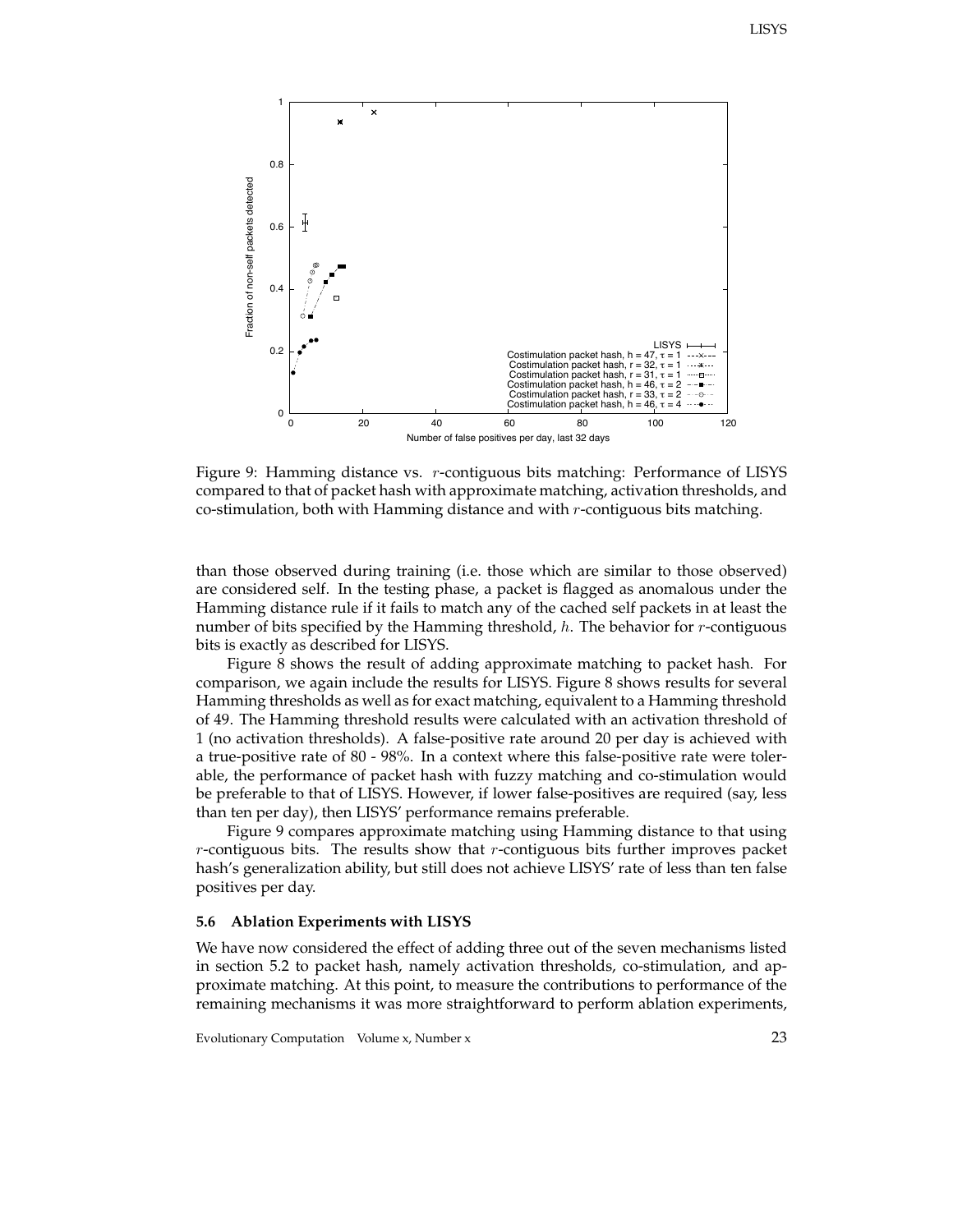Figure 9: Hamming distance vs. $r$-contiguous bits matching: Performance of LISYS compared to that of packet hash with approximate matching, activation thresholds, and co-stimulation, both with Hamming distance and with $r$-contiguous bits matching.

than those observed during training (i.e. those which are similar to those observed) are considered self. In the testing phase, a packet is flagged as anomalous under the Hamming distance rule if it fails to match any of the cached self packets in at least the number of bits specified by the Hamming threshold, $h$. The behavior for $r$-contiguous bits is exactly as described for LISYS.

Figure 8 shows the result of adding approximate matching to packet hash. For comparison, we again include the results for LISYS. Figure 8 shows results for several Hamming thresholds as well as for exact matching, equivalent to a Hamming threshold of 49. The Hamming threshold results were calculated with an activation threshold of 1 (no activation thresholds). A false-positive rate around 20 per day is achieved with a true-positive rate of 80 - 98%. In a context where this false-positive rate were tolerable, the performance of packet hash with fuzzy matching and co-stimulation would be preferable to that of LISYS. However, if lower false-positives are required (say, less than ten per day), then LISYS' performance remains preferable.

Figure 9 compares approximate matching using Hamming distance to that using $r$-contiguous bits. The results show that $r$-contiguous bits further improves packet hash's generalization ability, but still does not achieve LISYS' rate of less than ten false positives per day.

### 5.6 Ablation Experiments with LISYS

We have now considered the effect of adding three out of the seven mechanisms listed in section 5.2 to packet hash, namely activation thresholds, co-stimulation, and approximate matching. At this point, to measure the contributions to performance of the remaining mechanisms it was more straightforward to perform ablation experiments,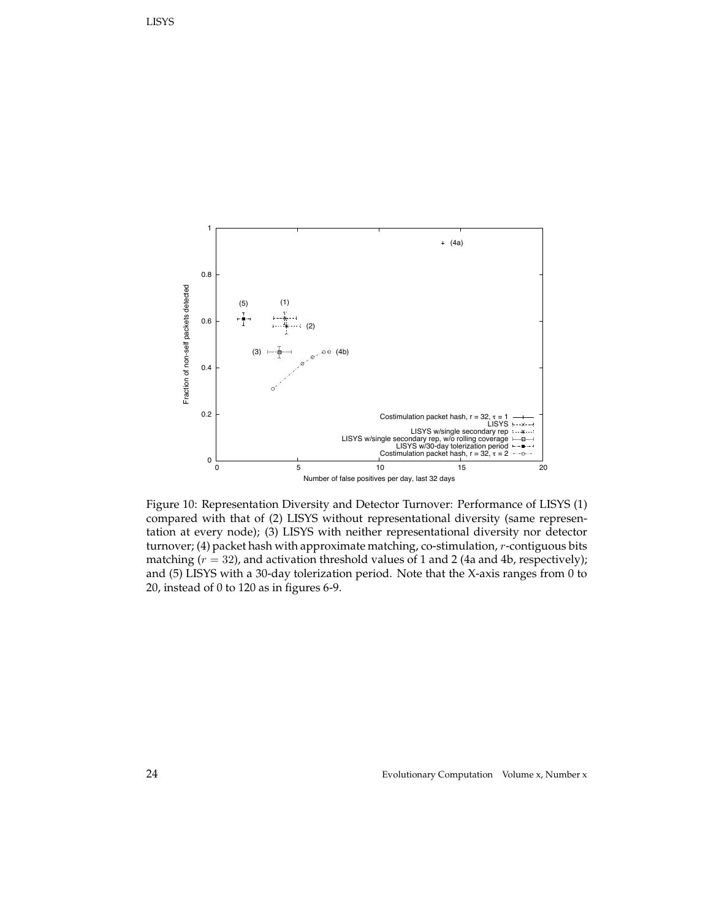Figure 10: Representation Diversity and Detector Turnover: Performance of LISYS (1) compared with that of (2) LISYS without representational diversity (same representation at every node); (3) LISYS with neither representational diversity nor detector turnover; (4) packet hash with approximate matching, co-stimulation, $r$-contiguous bits matching ($r = 32$), and activation threshold values of 1 and 2 (4a and 4b, respectively); and (5) LISYS with a 30-day tolerization period. Note that the X-axis ranges from 0 to 20, instead of 0 to 120 as in figures 6-9.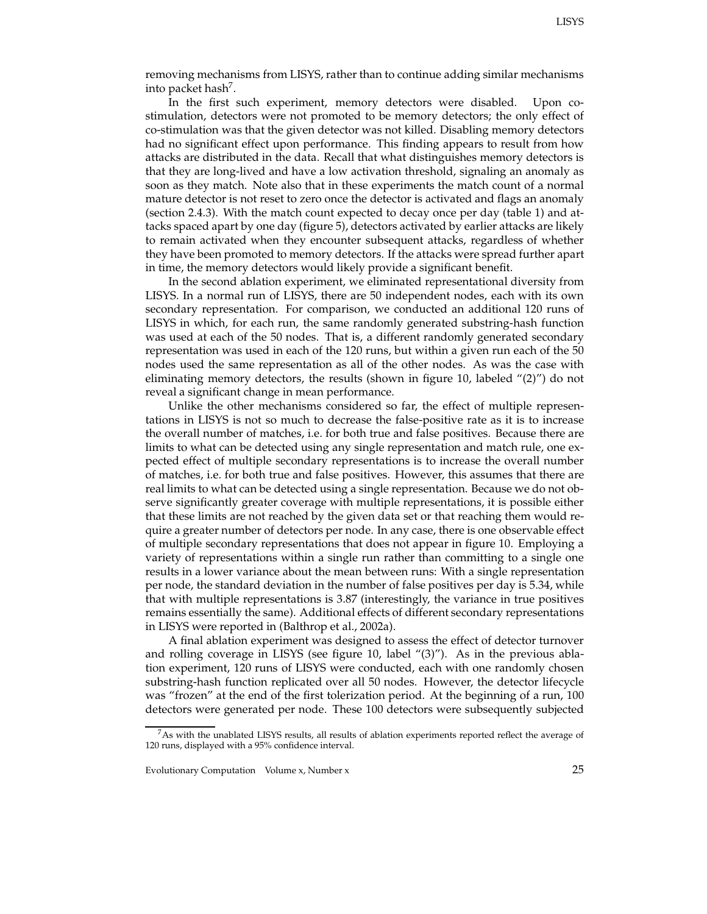removing mechanisms from LISYS, rather than to continue adding similar mechanisms into packet hash[7].

In the first such experiment, memory detectors were disabled. Upon co-stimulation, detectors were not promoted to be memory detectors; the only effect of co-stimulation was that the given detector was not killed. Disabling memory detectors had no significant effect upon performance. This finding appears to result from how attacks are distributed in the data. Recall that what distinguishes memory detectors is that they are long-lived and have a low activation threshold, signaling an anomaly as soon as they match. Note also that in these experiments the match count of a normal mature detector is not reset to zero once the detector is activated and flags an anomaly (section 2.4.3). With the match count expected to decay once per day (table 1) and attacks spaced apart by one day (figure 5), detectors activated by earlier attacks are likely to remain activated when they encounter subsequent attacks, regardless of whether they have been promoted to memory detectors. If the attacks were spread further apart in time, the memory detectors would likely provide a significant benefit.

In the second ablation experiment, we eliminated representational diversity from LISYS. In a normal run of LISYS, there are 50 independent nodes, each with its own secondary representation. For comparison, we conducted an additional 120 runs of LISYS in which, for each run, the same randomly generated substring-hash function was used at each of the 50 nodes. That is, a different randomly generated secondary representation was used in each of the 120 runs, but within a given run each of the 50 nodes used the same representation as all of the other nodes. As was the case with eliminating memory detectors, the results (shown in figure 10, labeled "(2)") do not reveal a significant change in mean performance.

Unlike the other mechanisms considered so far, the effect of multiple representations in LISYS is not so much to decrease the false-positive rate as it is to increase the overall number of matches, i.e. for both true and false positives. Because there are limits to what can be detected using any single representation and match rule, one expected effect of multiple secondary representations is to increase the overall number of matches, i.e. for both true and false positives. However, this assumes that there are real limits to what can be detected using a single representation. Because we do not observe significantly greater coverage with multiple representations, it is possible either that these limits are not reached by the given data set or that reaching them would require a greater number of detectors per node. In any case, there is one observable effect of multiple secondary representations that does not appear in figure 10. Employing a variety of representations within a single run rather than committing to a single one results in a lower variance about the mean between runs: With a single representation per node, the standard deviation in the number of false positives per day is 5.34, while that with multiple representations is 3.87 (interestingly, the variance in true positives remains essentially the same). Additional effects of different secondary representations in LISYS were reported in (Balthrop et al., 2002a).

A final ablation experiment was designed to assess the effect of detector turnover and rolling coverage in LISYS (see figure 10, label "(3)"). As in the previous ablation experiment, 120 runs of LISYS were conducted, each with one randomly chosen substring-hash function replicated over all 50 nodes. However, the detector lifecycle was "frozen" at the end of the first tolerization period. At the beginning of a run, 100 detectors were generated per node. These 100 detectors were subsequently subjected

[7] As with the unablated LISYS results, all results of ablation experiments reported reflect the average of 120 runs, displayed with a 95% confidence interval.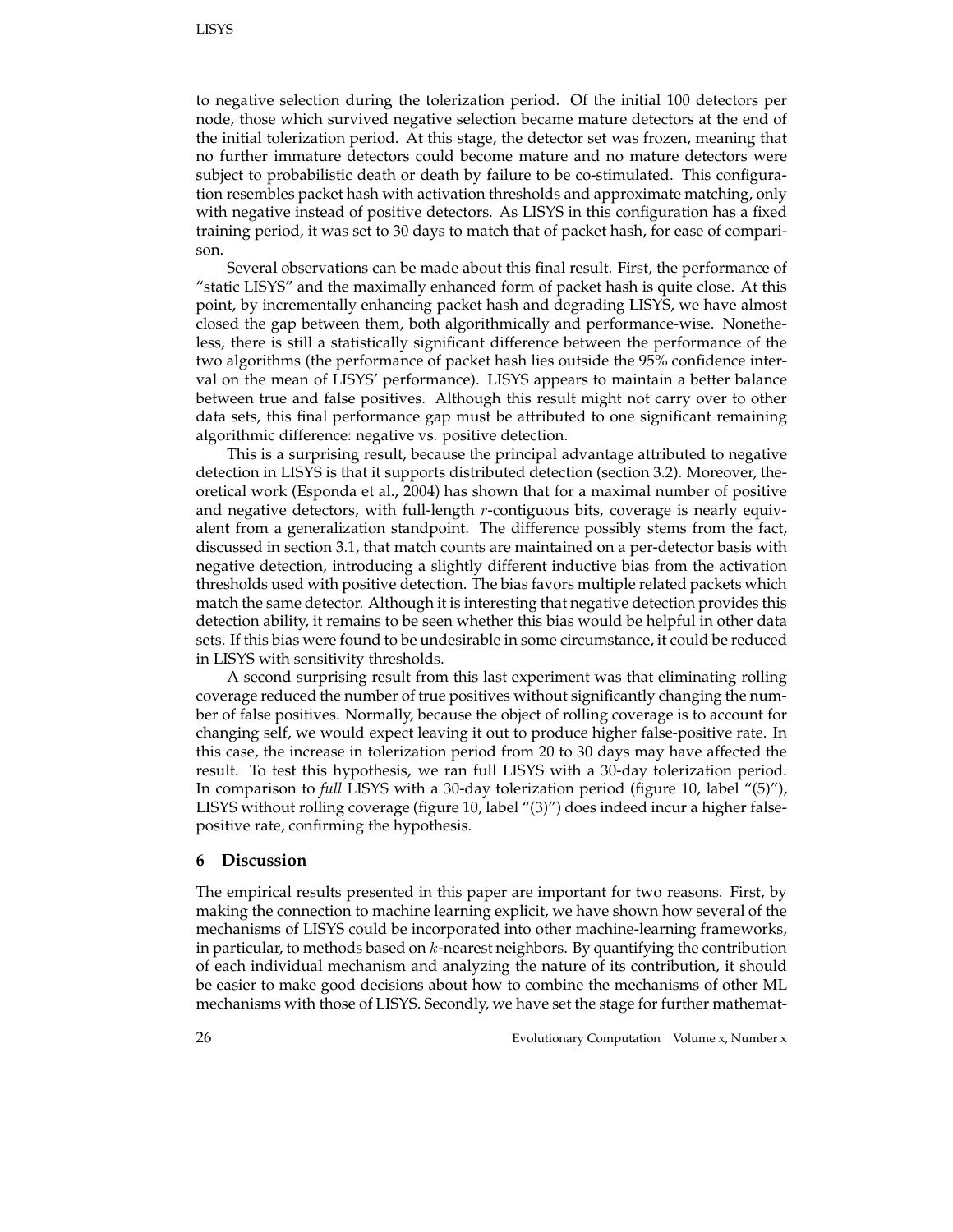to negative selection during the tolerization period. Of the initial 100 detectors per node, those which survived negative selection became mature detectors at the end of the initial tolerization period. At this stage, the detector set was frozen, meaning that no further immature detectors could become mature and no mature detectors were subject to probabilistic death or death by failure to be co-stimulated. This configuration resembles packet hash with activation thresholds and approximate matching, only with negative instead of positive detectors. As LISYS in this configuration has a fixed training period, it was set to 30 days to match that of packet hash, for ease of comparison.

Several observations can be made about this final result. First, the performance of "static LISYS" and the maximally enhanced form of packet hash is quite close. At this point, by incrementally enhancing packet hash and degrading LISYS, we have almost closed the gap between them, both algorithmically and performance-wise. Nonetheless, there is still a statistically significant difference between the performance of the two algorithms (the performance of packet hash lies outside the 95% confidence interval on the mean of LISYS' performance). LISYS appears to maintain a better balance between true and false positives. Although this result might not carry over to other data sets, this final performance gap must be attributed to one significant remaining algorithmic difference: negative vs. positive detection.

This is a surprising result, because the principal advantage attributed to negative detection in LISYS is that it supports distributed detection (section 3.2). Moreover, theoretical work (Esponda et al., 2004) has shown that for a maximal number of positive and negative detectors, with full-length $r$-contiguous bits, coverage is nearly equivalent from a generalization standpoint. The difference possibly stems from the fact, discussed in section 3.1, that match counts are maintained on a per-detector basis with negative detection, introducing a slightly different inductive bias from the activation thresholds used with positive detection. The bias favors multiple related packets which match the same detector. Although it is interesting that negative detection provides this detection ability, it remains to be seen whether this bias would be helpful in other data sets. If this bias were found to be undesirable in some circumstance, it could be reduced in LISYS with sensitivity thresholds.

A second surprising result from this last experiment was that eliminating rolling coverage reduced the number of true positives without significantly changing the number of false positives. Normally, because the object of rolling coverage is to account for changing self, we would expect leaving it out to produce higher false-positive rate. In this case, the increase in tolerization period from 20 to 30 days may have affected the result. To test this hypothesis, we ran full LISYS with a 30-day tolerization period. In comparison to *full* LISYS with a 30-day tolerization period (figure 10, label "(5)"), LISYS without rolling coverage (figure 10, label "(3)") does indeed incur a higher false-positive rate, confirming the hypothesis.

## 6 Discussion

The empirical results presented in this paper are important for two reasons. First, by making the connection to machine learning explicit, we have shown how several of the mechanisms of LISYS could be incorporated into other machine-learning frameworks, in particular, to methods based on $k$-nearest neighbors. By quantifying the contribution of each individual mechanism and analyzing the nature of its contribution, it should be easier to make good decisions about how to combine the mechanisms of other ML mechanisms with those of LISYS. Secondly, we have set the stage for further mathemat-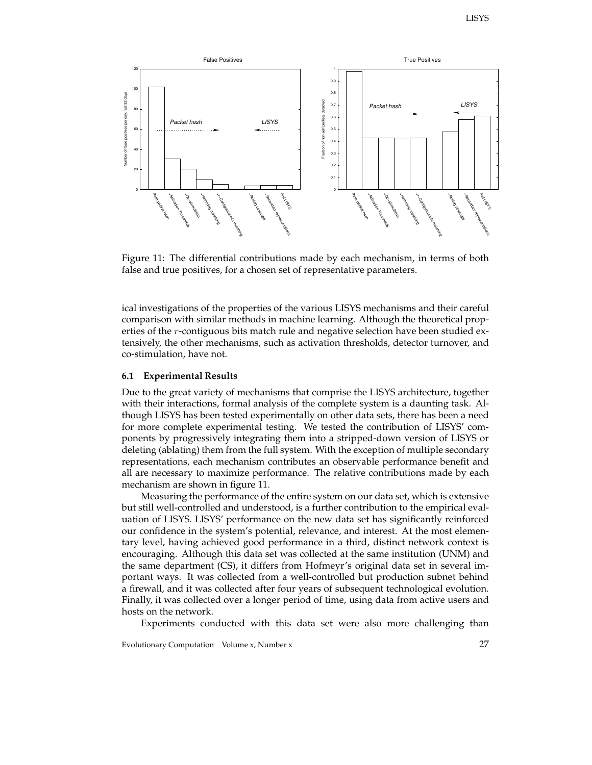False Positives

Number of false positives per day, last 32 days

120
100
80
60
40
20
0

Packet hash
LISYS

Pure packet hash
+Activation Thresholds
+Co-stimulation
+Hamming matching
+r-Contiguous bits matching
-Rolling coverage
-Secondary representations
Full LISYS

True Positives

Fraction of non-self packets detected

1
0.9
0.8
0.7
0.6
0.5
0.4
0.3
0.2
0.1
0

Packet hash
LISYS

Pure packet hash
+Activation Thresholds
+Co-stimulation
+Hamming matching
+r-Contiguous bits matching
-Rolling coverage
-Secondary representations
Full LISYS

Figure 11: The differential contributions made by each mechanism, in terms of both false and true positives, for a chosen set of representative parameters.

ical investigations of the properties of the various LISYS mechanisms and their careful comparison with similar methods in machine learning. Although the theoretical properties of the $r$-contiguous bits match rule and negative selection have been studied extensively, the other mechanisms, such as activation thresholds, detector turnover, and co-stimulation, have not.

### 6.1 Experimental Results

Due to the great variety of mechanisms that comprise the LISYS architecture, together with their interactions, formal analysis of the complete system is a daunting task. Although LISYS has been tested experimentally on other data sets, there has been a need for more complete experimental testing. We tested the contribution of LISYS' components by progressively integrating them into a stripped-down version of LISYS or deleting (ablating) them from the full system. With the exception of multiple secondary representations, each mechanism contributes an observable performance benefit and all are necessary to maximize performance. The relative contributions made by each mechanism are shown in figure 11.

Measuring the performance of the entire system on our data set, which is extensive but still well-controlled and understood, is a further contribution to the empirical evaluation of LISYS. LISYS' performance on the new data set has significantly reinforced our confidence in the system's potential, relevance, and interest. At the most elementary level, having achieved good performance in a third, distinct network context is encouraging. Although this data set was collected at the same institution (UNM) and the same department (CS), it differs from Hofmeyr's original data set in several important ways. It was collected from a well-controlled but production subnet behind a firewall, and it was collected after four years of subsequent technological evolution. Finally, it was collected over a longer period of time, using data from active users and hosts on the network.

Experiments conducted with this data set were also more challenging than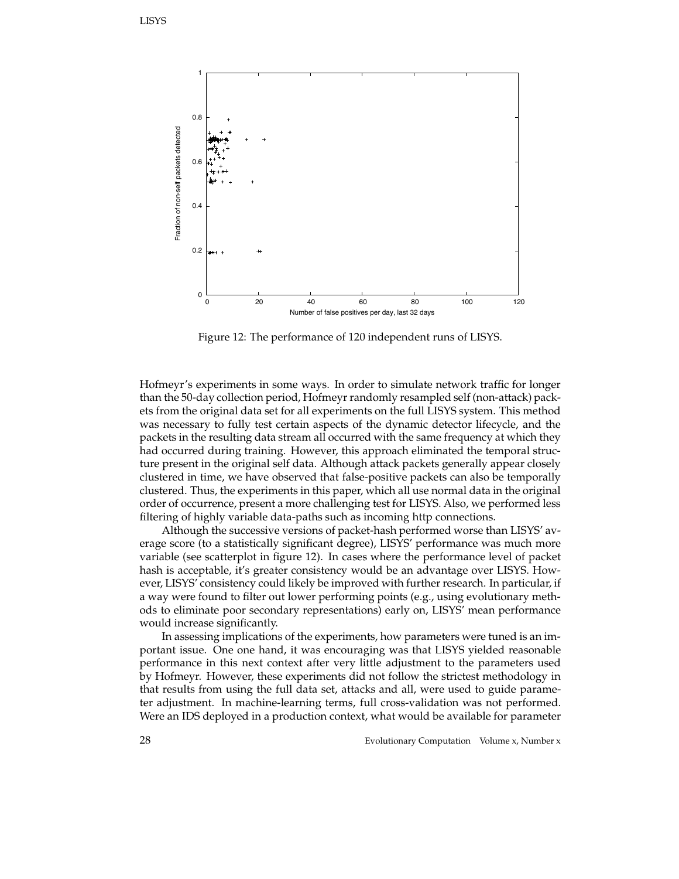Figure 12: The performance of 120 independent runs of LISYS.

Hofmeyr's experiments in some ways. In order to simulate network traffic for longer than the 50-day collection period, Hofmeyr randomly resampled self (non-attack) packets from the original data set for all experiments on the full LISYS system. This method was necessary to fully test certain aspects of the dynamic detector lifecycle, and the packets in the resulting data stream all occurred with the same frequency at which they had occurred during training. However, this approach eliminated the temporal structure present in the original self data. Although attack packets generally appear closely clustered in time, we have observed that false-positive packets can also be temporally clustered. Thus, the experiments in this paper, which all use normal data in the original order of occurrence, present a more challenging test for LISYS. Also, we performed less filtering of highly variable data-paths such as incoming http connections.

Although the successive versions of packet-hash performed worse than LISYS' average score (to a statistically significant degree), LISYS' performance was much more variable (see scatterplot in figure 12). In cases where the performance level of packet hash is acceptable, it's greater consistency would be an advantage over LISYS. However, LISYS' consistency could likely be improved with further research. In particular, if a way were found to filter out lower performing points (e.g., using evolutionary methods to eliminate poor secondary representations) early on, LISYS' mean performance would increase significantly.

In assessing implications of the experiments, how parameters were tuned is an important issue. One one hand, it was encouraging was that LISYS yielded reasonable performance in this next context after very little adjustment to the parameters used by Hofmeyr. However, these experiments did not follow the strictest methodology in that results from using the full data set, attacks and all, were used to guide parameter adjustment. In machine-learning terms, full cross-validation was not performed. Were an IDS deployed in a production context, what would be available for parameter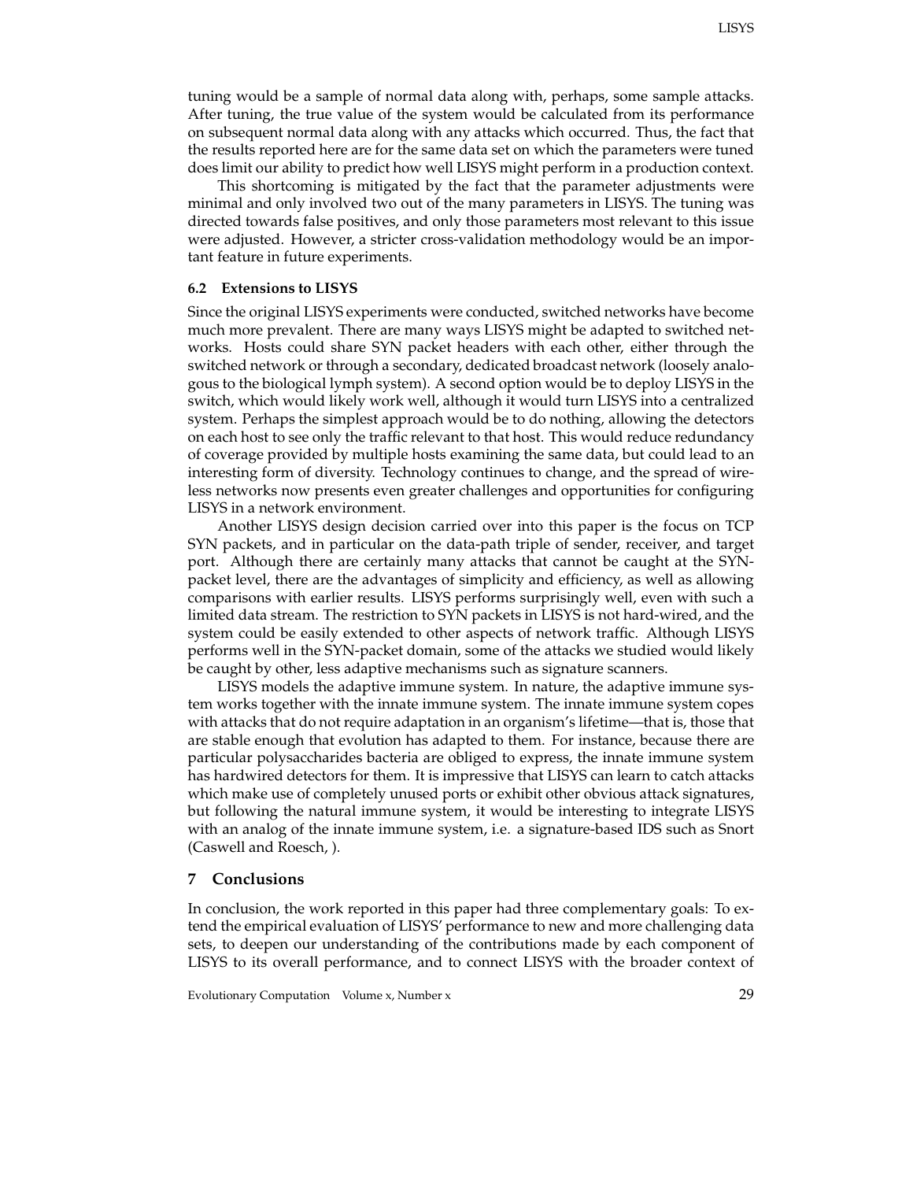tuning would be a sample of normal data along with, perhaps, some sample attacks. After tuning, the true value of the system would be calculated from its performance on subsequent normal data along with any attacks which occurred. Thus, the fact that the results reported here are for the same data set on which the parameters were tuned does limit our ability to predict how well LISYS might perform in a production context.

This shortcoming is mitigated by the fact that the parameter adjustments were minimal and only involved two out of the many parameters in LISYS. The tuning was directed towards false positives, and only those parameters most relevant to this issue were adjusted. However, a stricter cross-validation methodology would be an important feature in future experiments.

### 6.2 Extensions to LISYS

Since the original LISYS experiments were conducted, switched networks have become much more prevalent. There are many ways LISYS might be adapted to switched networks. Hosts could share SYN packet headers with each other, either through the switched network or through a secondary, dedicated broadcast network (loosely analogous to the biological lymph system). A second option would be to deploy LISYS in the switch, which would likely work well, although it would turn LISYS into a centralized system. Perhaps the simplest approach would be to do nothing, allowing the detectors on each host to see only the traffic relevant to that host. This would reduce redundancy of coverage provided by multiple hosts examining the same data, but could lead to an interesting form of diversity. Technology continues to change, and the spread of wireless networks now presents even greater challenges and opportunities for configuring LISYS in a network environment.

Another LISYS design decision carried over into this paper is the focus on TCP SYN packets, and in particular on the data-path triple of sender, receiver, and target port. Although there are certainly many attacks that cannot be caught at the SYN-packet level, there are the advantages of simplicity and efficiency, as well as allowing comparisons with earlier results. LISYS performs surprisingly well, even with such a limited data stream. The restriction to SYN packets in LISYS is not hard-wired, and the system could be easily extended to other aspects of network traffic. Although LISYS performs well in the SYN-packet domain, some of the attacks we studied would likely be caught by other, less adaptive mechanisms such as signature scanners.

LISYS models the adaptive immune system. In nature, the adaptive immune system works together with the innate immune system. The innate immune system copes with attacks that do not require adaptation in an organism's lifetime—that is, those that are stable enough that evolution has adapted to them. For instance, because there are particular polysaccharides bacteria are obliged to express, the innate immune system has hardwired detectors for them. It is impressive that LISYS can learn to catch attacks which make use of completely unused ports or exhibit other obvious attack signatures, but following the natural immune system, it would be interesting to integrate LISYS with an analog of the innate immune system, i.e. a signature-based IDS such as Snort (Caswell and Roesch, ).

## 7 Conclusions

In conclusion, the work reported in this paper had three complementary goals: To extend the empirical evaluation of LISYS' performance to new and more challenging data sets, to deepen our understanding of the contributions made by each component of LISYS to its overall performance, and to connect LISYS with the broader context of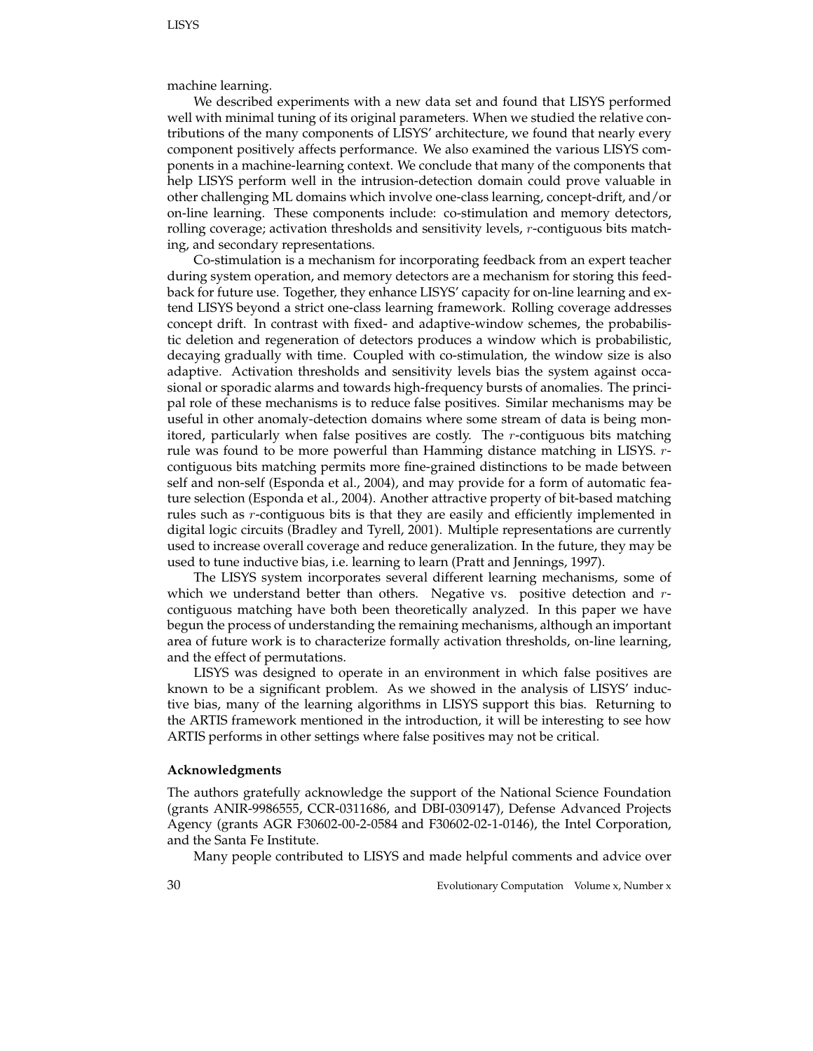machine learning.

We described experiments with a new data set and found that LISYS performed well with minimal tuning of its original parameters. When we studied the relative contributions of the many components of LISYS' architecture, we found that nearly every component positively affects performance. We also examined the various LISYS components in a machine-learning context. We conclude that many of the components that help LISYS perform well in the intrusion-detection domain could prove valuable in other challenging ML domains which involve one-class learning, concept-drift, and/or on-line learning. These components include: co-stimulation and memory detectors, rolling coverage; activation thresholds and sensitivity levels, $r$-contiguous bits matching, and secondary representations.

Co-stimulation is a mechanism for incorporating feedback from an expert teacher during system operation, and memory detectors are a mechanism for storing this feedback for future use. Together, they enhance LISYS' capacity for on-line learning and extend LISYS beyond a strict one-class learning framework. Rolling coverage addresses concept drift. In contrast with fixed- and adaptive-window schemes, the probabilistic deletion and regeneration of detectors produces a window which is probabilistic, decaying gradually with time. Coupled with co-stimulation, the window size is also adaptive. Activation thresholds and sensitivity levels bias the system against occasional or sporadic alarms and towards high-frequency bursts of anomalies. The principal role of these mechanisms is to reduce false positives. Similar mechanisms may be useful in other anomaly-detection domains where some stream of data is being monitored, particularly when false positives are costly. The $r$-contiguous bits matching rule was found to be more powerful than Hamming distance matching in LISYS. $r$-contiguous bits matching permits more fine-grained distinctions to be made between self and non-self (Esponda et al., 2004), and may provide for a form of automatic feature selection (Esponda et al., 2004). Another attractive property of bit-based matching rules such as $r$-contiguous bits is that they are easily and efficiently implemented in digital logic circuits (Bradley and Tyrell, 2001). Multiple representations are currently used to increase overall coverage and reduce generalization. In the future, they may be used to tune inductive bias, i.e. learning to learn (Pratt and Jennings, 1997).

The LISYS system incorporates several different learning mechanisms, some of which we understand better than others. Negative vs. positive detection and $r$-contiguous matching have both been theoretically analyzed. In this paper we have begun the process of understanding the remaining mechanisms, although an important area of future work is to characterize formally activation thresholds, on-line learning, and the effect of permutations.

LISYS was designed to operate in an environment in which false positives are known to be a significant problem. As we showed in the analysis of LISYS' inductive bias, many of the learning algorithms in LISYS support this bias. Returning to the ARTIS framework mentioned in the introduction, it will be interesting to see how ARTIS performs in other settings where false positives may not be critical.

### Acknowledgments

The authors gratefully acknowledge the support of the National Science Foundation (grants ANIR-9986555, CCR-0311686, and DBI-0309147), Defense Advanced Projects Agency (grants AGR F30602-00-2-0584 and F30602-02-1-0146), the Intel Corporation, and the Santa Fe Institute.

Many people contributed to LISYS and made helpful comments and advice over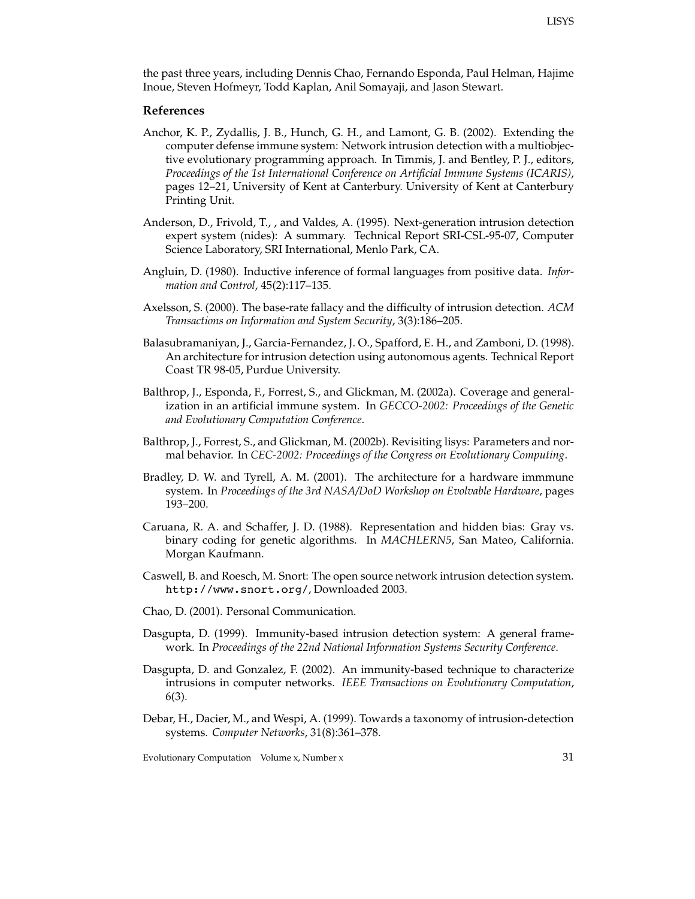the past three years, including Dennis Chao, Fernando Esponda, Paul Helman, Hajime Inoue, Steven Hofmeyr, Todd Kaplan, Anil Somayaji, and Jason Stewart.

### References

Anchor, K. P., Zydallis, J. B., Hunch, G. H., and Lamont, G. B. (2002). Extending the computer defense immune system: Network intrusion detection with a multiobjective evolutionary programming approach. In Timmis, J. and Bentley, P. J., editors, *Proceedings of the 1st International Conference on Artificial Immune Systems (ICARIS)*, pages 12–21, University of Kent at Canterbury. University of Kent at Canterbury Printing Unit.

Anderson, D., Frivold, T., , and Valdes, A. (1995). Next-generation intrusion detection expert system (nides): A summary. Technical Report SRI-CSL-95-07, Computer Science Laboratory, SRI International, Menlo Park, CA.

Angluin, D. (1980). Inductive inference of formal languages from positive data. *Information and Control*, 45(2):117–135.

Axelsson, S. (2000). The base-rate fallacy and the difficulty of intrusion detection. *ACM Transactions on Information and System Security*, 3(3):186–205.

Balasubramaniyan, J., Garcia-Fernandez, J. O., Spafford, E. H., and Zamboni, D. (1998). An architecture for intrusion detection using autonomous agents. Technical Report Coast TR 98-05, Purdue University.

Balthrop, J., Esponda, F., Forrest, S., and Glickman, M. (2002a). Coverage and generalization in an artificial immune system. In *GECCO-2002: Proceedings of the Genetic and Evolutionary Computation Conference*.

Balthrop, J., Forrest, S., and Glickman, M. (2002b). Revisiting lisys: Parameters and normal behavior. In *CEC-2002: Proceedings of the Congress on Evolutionary Computing*.

Bradley, D. W. and Tyrell, A. M. (2001). The architecture for a hardware immmune system. In *Proceedings of the 3rd NASA/DoD Workshop on Evolvable Hardware*, pages 193–200.

Caruana, R. A. and Schaffer, J. D. (1988). Representation and hidden bias: Gray vs. binary coding for genetic algorithms. In *MACHLERN5*, San Mateo, California. Morgan Kaufmann.

Caswell, B. and Roesch, M. Snort: The open source network intrusion detection system. `http://www.snort.org/`, Downloaded 2003.

Chao, D. (2001). Personal Communication.

Dasgupta, D. (1999). Immunity-based intrusion detection system: A general framework. In *Proceedings of the 22nd National Information Systems Security Conference*.

Dasgupta, D. and Gonzalez, F. (2002). An immunity-based technique to characterize intrusions in computer networks. *IEEE Transactions on Evolutionary Computation*, 6(3).

Debar, H., Dacier, M., and Wespi, A. (1999). Towards a taxonomy of intrusion-detection systems. *Computer Networks*, 31(8):361–378.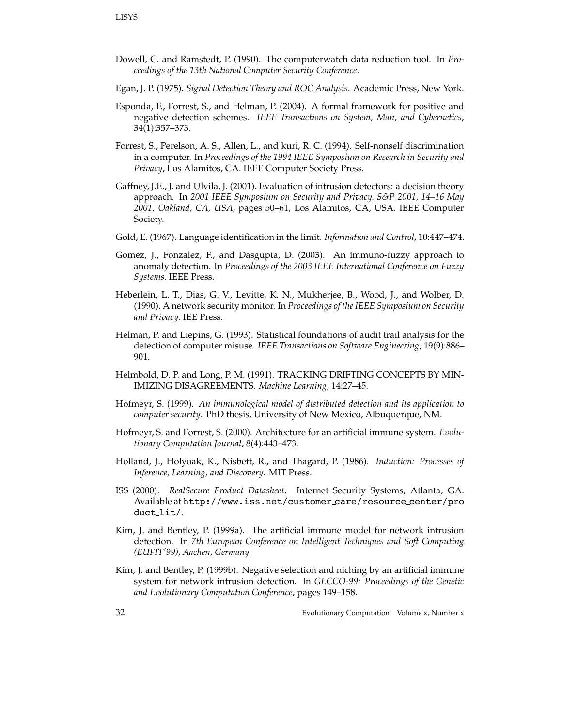Dowell, C. and Ramstedt, P. (1990). The computerwatch data reduction tool. In *Proceedings of the 13th National Computer Security Conference*.

Egan, J. P. (1975). *Signal Detection Theory and ROC Analysis*. Academic Press, New York.

Esponda, F., Forrest, S., and Helman, P. (2004). A formal framework for positive and negative detection schemes. *IEEE Transactions on System, Man, and Cybernetics*, 34(1):357–373.

Forrest, S., Perelson, A. S., Allen, L., and kuri, R. C. (1994). Self-nonself discrimination in a computer. In *Proceedings of the 1994 IEEE Symposium on Research in Security and Privacy*, Los Alamitos, CA. IEEE Computer Society Press.

Gaffney, J.E., J. and Ulvila, J. (2001). Evaluation of intrusion detectors: a decision theory approach. In *2001 IEEE Symposium on Security and Privacy. S&P 2001, 14–16 May 2001, Oakland, CA, USA*, pages 50–61, Los Alamitos, CA, USA. IEEE Computer Society.

Gold, E. (1967). Language identification in the limit. *Information and Control*, 10:447–474.

Gomez, J., Fonzalez, F., and Dasgupta, D. (2003). An immuno-fuzzy approach to anomaly detection. In *Proceedings of the 2003 IEEE International Conference on Fuzzy Systems*. IEEE Press.

Heberlein, L. T., Dias, G. V., Levitte, K. N., Mukherjee, B., Wood, J., and Wolber, D. (1990). A network security monitor. In *Proceedings of the IEEE Symposium on Security and Privacy*. IEE Press.

Helman, P. and Liepins, G. (1993). Statistical foundations of audit trail analysis for the detection of computer misuse. *IEEE Transactions on Software Engineering*, 19(9):886–901.

Helmbold, D. P. and Long, P. M. (1991). TRACKING DRIFTING CONCEPTS BY MINIMIZING DISAGREEMENTS. *Machine Learning*, 14:27–45.

Hofmeyr, S. (1999). *An immunological model of distributed detection and its application to computer security*. PhD thesis, University of New Mexico, Albuquerque, NM.

Hofmeyr, S. and Forrest, S. (2000). Architecture for an artificial immune system. *Evolutionary Computation Journal*, 8(4):443–473.

Holland, J., Holyoak, K., Nisbett, R., and Thagard, P. (1986). *Induction: Processes of Inference, Learning, and Discovery*. MIT Press.

ISS (2000). *RealSecure Product Datasheet*. Internet Security Systems, Atlanta, GA. Available at `http://www.iss.net/customer_care/resource_center/product_lit/`.

Kim, J. and Bentley, P. (1999a). The artificial immune model for network intrusion detection. In *7th European Conference on Intelligent Techniques and Soft Computing (EUFIT'99), Aachen, Germany.*

Kim, J. and Bentley, P. (1999b). Negative selection and niching by an artificial immune system for network intrusion detection. In *GECCO-99: Proceedings of the Genetic and Evolutionary Computation Conference*, pages 149–158.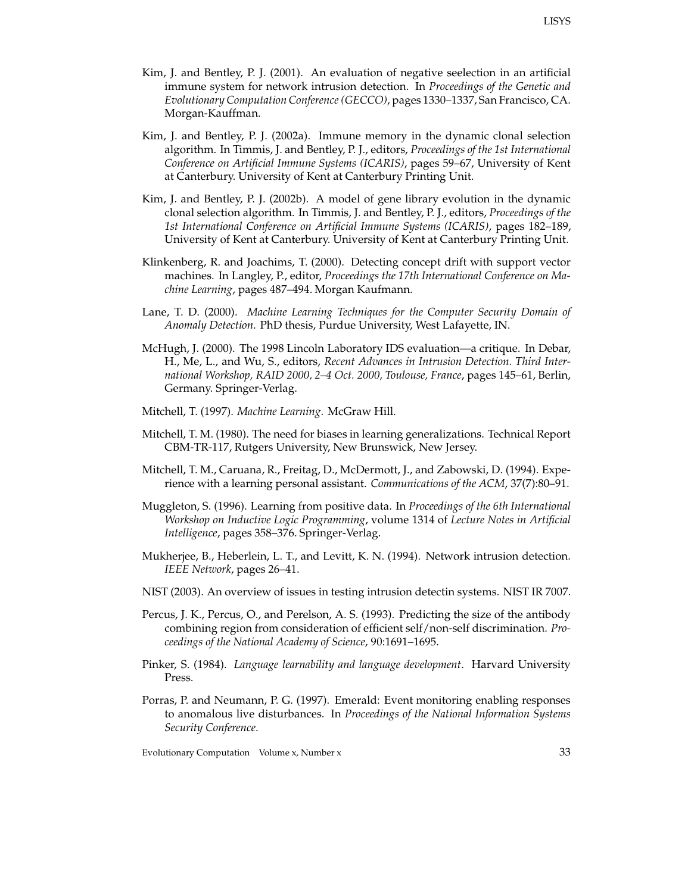Kim, J. and Bentley, P. J. (2001). An evaluation of negative seelection in an artificial immune system for network intrusion detection. In *Proceedings of the Genetic and Evolutionary Computation Conference (GECCO)*, pages 1330–1337, San Francisco, CA. Morgan-Kauffman.

Kim, J. and Bentley, P. J. (2002a). Immune memory in the dynamic clonal selection algorithm. In Timmis, J. and Bentley, P. J., editors, *Proceedings of the 1st International Conference on Artificial Immune Systems (ICARIS)*, pages 59–67, University of Kent at Canterbury. University of Kent at Canterbury Printing Unit.

Kim, J. and Bentley, P. J. (2002b). A model of gene library evolution in the dynamic clonal selection algorithm. In Timmis, J. and Bentley, P. J., editors, *Proceedings of the 1st International Conference on Artificial Immune Systems (ICARIS)*, pages 182–189, University of Kent at Canterbury. University of Kent at Canterbury Printing Unit.

Klinkenberg, R. and Joachims, T. (2000). Detecting concept drift with support vector machines. In Langley, P., editor, *Proceedings the 17th International Conference on Machine Learning*, pages 487–494. Morgan Kaufmann.

Lane, T. D. (2000). *Machine Learning Techniques for the Computer Security Domain of Anomaly Detection*. PhD thesis, Purdue University, West Lafayette, IN.

McHugh, J. (2000). The 1998 Lincoln Laboratory IDS evaluation—a critique. In Debar, H., Me, L., and Wu, S., editors, *Recent Advances in Intrusion Detection. Third International Workshop, RAID 2000, 2–4 Oct. 2000, Toulouse, France*, pages 145–61, Berlin, Germany. Springer-Verlag.

Mitchell, T. (1997). *Machine Learning*. McGraw Hill.

Mitchell, T. M. (1980). The need for biases in learning generalizations. Technical Report CBM-TR-117, Rutgers University, New Brunswick, New Jersey.

Mitchell, T. M., Caruana, R., Freitag, D., McDermott, J., and Zabowski, D. (1994). Experience with a learning personal assistant. *Communications of the ACM*, 37(7):80–91.

Muggleton, S. (1996). Learning from positive data. In *Proceedings of the 6th International Workshop on Inductive Logic Programming*, volume 1314 of *Lecture Notes in Artificial Intelligence*, pages 358–376. Springer-Verlag.

Mukherjee, B., Heberlein, L. T., and Levitt, K. N. (1994). Network intrusion detection. *IEEE Network*, pages 26–41.

NIST (2003). An overview of issues in testing intrusion detectin systems. NIST IR 7007.

Percus, J. K., Percus, O., and Perelson, A. S. (1993). Predicting the size of the antibody combining region from consideration of efficient self/non-self discrimination. *Proceedings of the National Academy of Science*, 90:1691–1695.

Pinker, S. (1984). *Language learnability and language development*. Harvard University Press.

Porras, P. and Neumann, P. G. (1997). Emerald: Event monitoring enabling responses to anomalous live disturbances. In *Proceedings of the National Information Systems Security Conference*.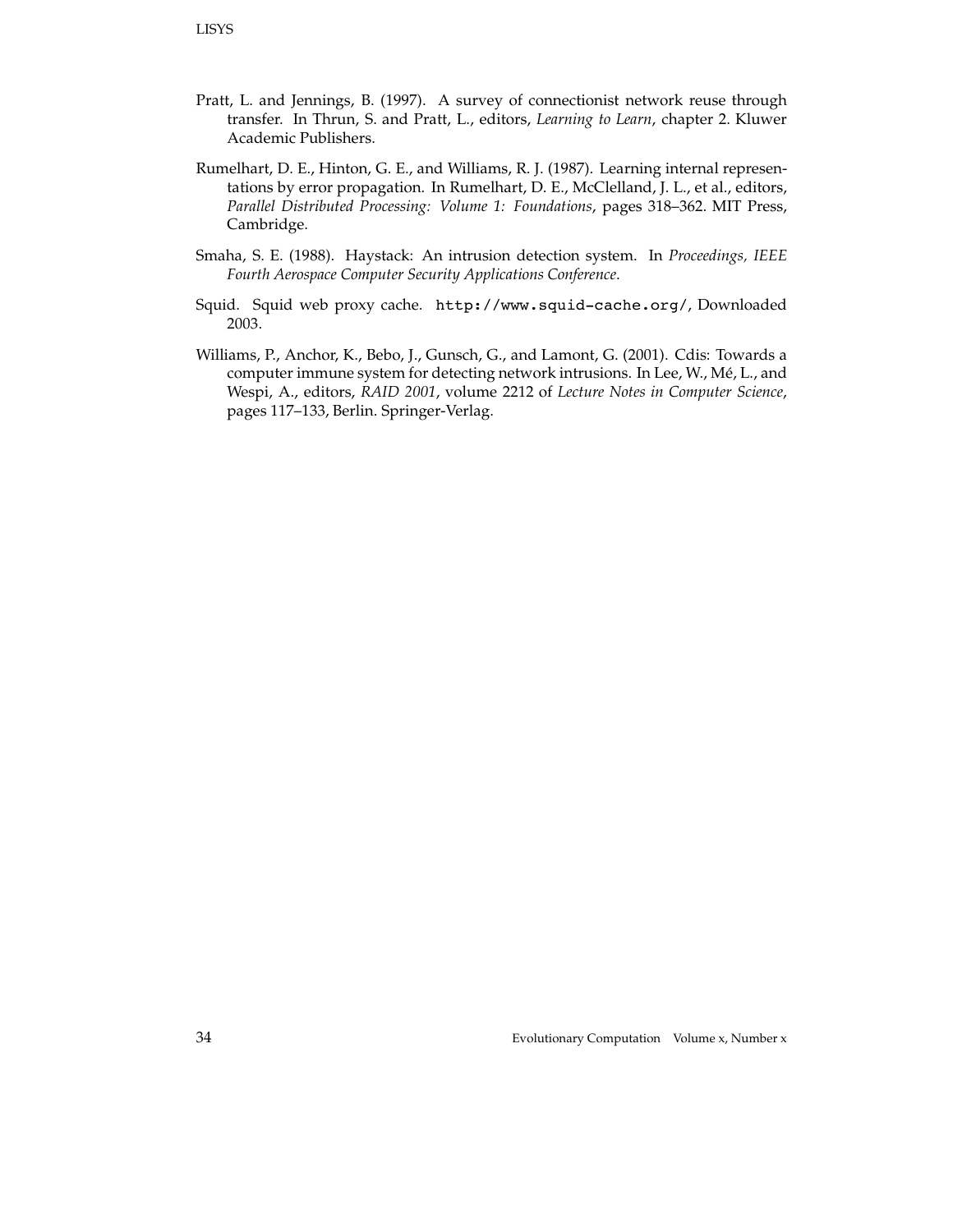Pratt, L. and Jennings, B. (1997). A survey of connectionist network reuse through transfer. In Thrun, S. and Pratt, L., editors, *Learning to Learn*, chapter 2. Kluwer Academic Publishers.

Rumelhart, D. E., Hinton, G. E., and Williams, R. J. (1987). Learning internal representations by error propagation. In Rumelhart, D. E., McClelland, J. L., et al., editors, *Parallel Distributed Processing: Volume 1: Foundations*, pages 318–362. MIT Press, Cambridge.

Smaha, S. E. (1988). Haystack: An intrusion detection system. In *Proceedings, IEEE Fourth Aerospace Computer Security Applications Conference*.

Squid. Squid web proxy cache. `http://www.squid-cache.org/`, Downloaded 2003.

Williams, P., Anchor, K., Bebo, J., Gunsch, G., and Lamont, G. (2001). Cdis: Towards a computer immune system for detecting network intrusions. In Lee, W., Mé, L., and Wespi, A., editors, *RAID 2001*, volume 2212 of *Lecture Notes in Computer Science*, pages 117–133, Berlin. Springer-Verlag.